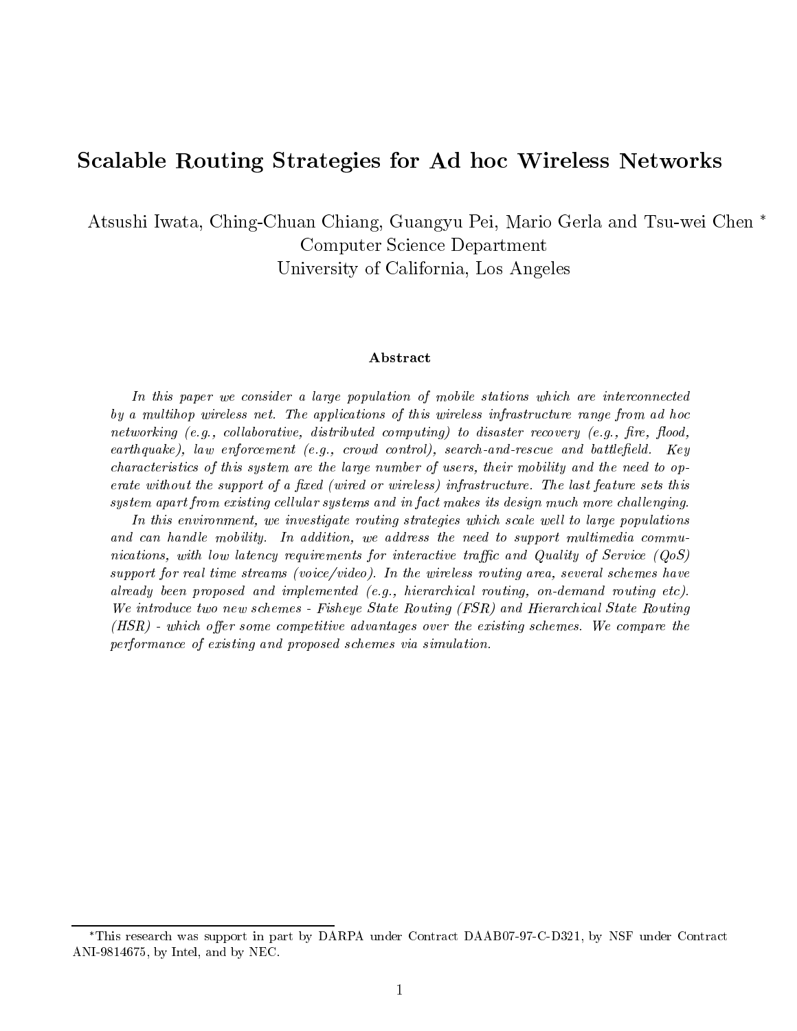# Scalable Routing Strategies for Ad hoc Wireless Networks

Atsushi Iwata, Ching-Chuan Chiang, Guangyu Pei, Mario Gerla and Tsu-wei Chen *
Computer Science Department
University of California, Los Angeles

### Abstract

*In this paper we consider a large population of mobile stations which are interconnected by a multihop wireless net. The applications of this wireless infrastructure range from ad hoc networking (e.g., collaborative, distributed computing) to disaster recovery (e.g., fire, flood, earthquake), law enforcement (e.g., crowd control), search-and-rescue and battlefield. Key characteristics of this system are the large number of users, their mobility and the need to operate without the support of a fixed (wired or wireless) infrastructure. The last feature sets this system apart from existing cellular systems and in fact makes its design much more challenging.*

*In this environment, we investigate routing strategies which scale well to large populations and can handle mobility. In addition, we address the need to support multimedia communications, with low latency requirements for interactive traffic and Quality of Service (QoS) support for real time streams (voice/video). In the wireless routing area, several schemes have already been proposed and implemented (e.g., hierarchical routing, on-demand routing etc). We introduce two new schemes - Fisheye State Routing (FSR) and Hierarchical State Routing (HSR) - which offer some competitive advantages over the existing schemes. We compare the performance of existing and proposed schemes via simulation.*

---

*This research was support in part by DARPA under Contract DAAB07-97-C-D321, by NSF under Contract ANI-9814675, by Intel, and by NEC.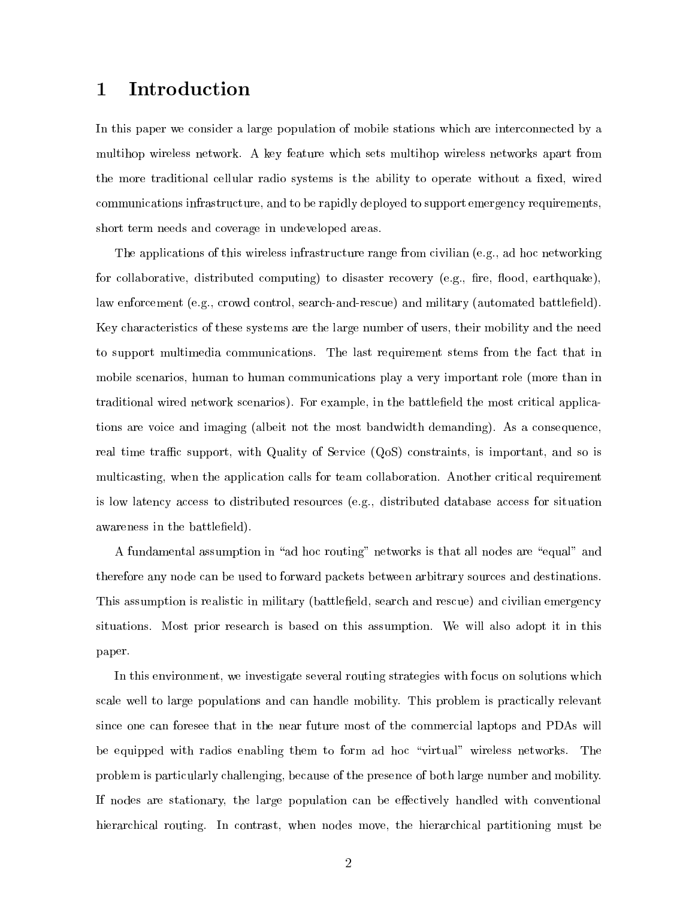# 1 Introduction

In this paper we consider a large population of mobile stations which are interconnected by a multihop wireless network. A key feature which sets multihop wireless networks apart from the more traditional cellular radio systems is the ability to operate without a fixed, wired communications infrastructure, and to be rapidly deployed to support emergency requirements, short term needs and coverage in undeveloped areas.

The applications of this wireless infrastructure range from civilian (e.g., ad hoc networking for collaborative, distributed computing) to disaster recovery (e.g., fire, flood, earthquake), law enforcement (e.g., crowd control, search-and-rescue) and military (automated battlefield). Key characteristics of these systems are the large number of users, their mobility and the need to support multimedia communications. The last requirement stems from the fact that in mobile scenarios, human to human communications play a very important role (more than in traditional wired network scenarios). For example, in the battlefield the most critical applications are voice and imaging (albeit not the most bandwidth demanding). As a consequence, real time traffic support, with Quality of Service (QoS) constraints, is important, and so is multicasting, when the application calls for team collaboration. Another critical requirement is low latency access to distributed resources (e.g., distributed database access for situation awareness in the battlefield).

A fundamental assumption in "ad hoc routing" networks is that all nodes are "equal" and therefore any node can be used to forward packets between arbitrary sources and destinations. This assumption is realistic in military (battlefield, search and rescue) and civilian emergency situations. Most prior research is based on this assumption. We will also adopt it in this paper.

In this environment, we investigate several routing strategies with focus on solutions which scale well to large populations and can handle mobility. This problem is practically relevant since one can foresee that in the near future most of the commercial laptops and PDAs will be equipped with radios enabling them to form ad hoc "virtual" wireless networks. The problem is particularly challenging, because of the presence of both large number and mobility. If nodes are stationary, the large population can be effectively handled with conventional hierarchical routing. In contrast, when nodes move, the hierarchical partitioning must be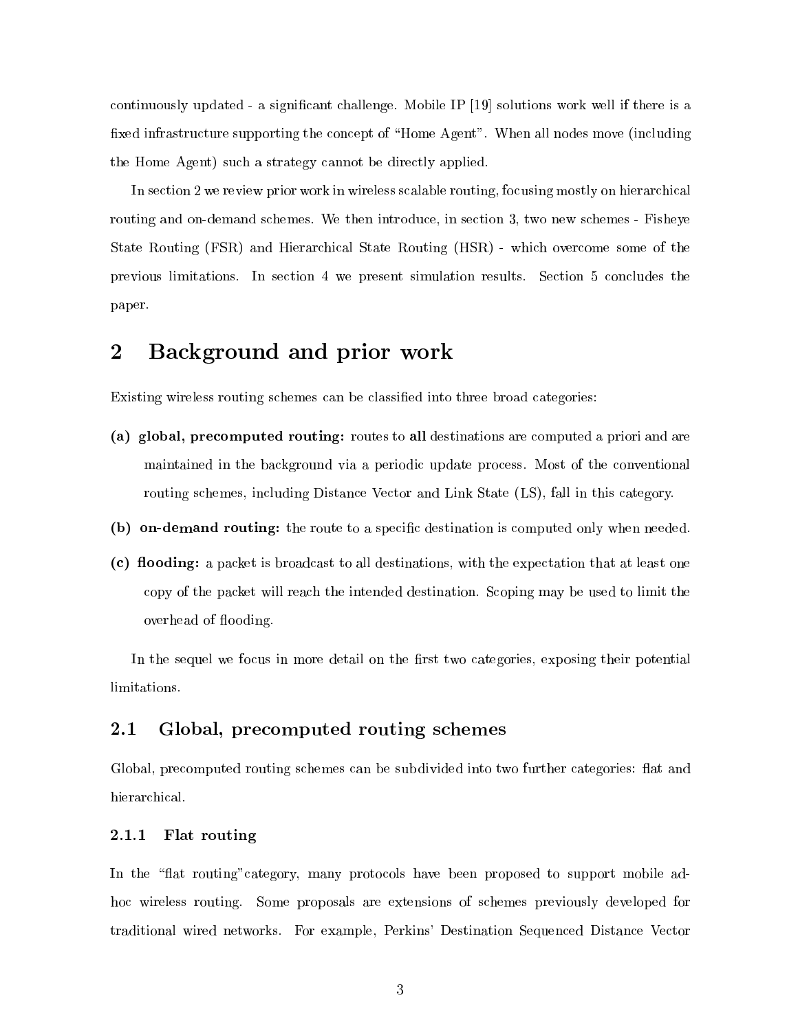continuously updated - a significant challenge. Mobile IP [19] solutions work well if there is a fixed infrastructure supporting the concept of "Home Agent". When all nodes move (including the Home Agent) such a strategy cannot be directly applied.

In section 2 we review prior work in wireless scalable routing, focusing mostly on hierarchical routing and on-demand schemes. We then introduce, in section 3, two new schemes - Fisheye State Routing (FSR) and Hierarchical State Routing (HSR) - which overcome some of the previous limitations. In section 4 we present simulation results. Section 5 concludes the paper.

# 2 Background and prior work

Existing wireless routing schemes can be classified into three broad categories:

**(a) global, precomputed routing:** routes to **all** destinations are computed a priori and are maintained in the background via a periodic update process. Most of the conventional routing schemes, including Distance Vector and Link State (LS), fall in this category.

**(b) on-demand routing:** the route to a specific destination is computed only when needed.

**(c) flooding:** a packet is broadcast to all destinations, with the expectation that at least one copy of the packet will reach the intended destination. Scoping may be used to limit the overhead of flooding.

In the sequel we focus in more detail on the first two categories, exposing their potential limitations.

## 2.1 Global, precomputed routing schemes

Global, precomputed routing schemes can be subdivided into two further categories: flat and hierarchical.

### 2.1.1 Flat routing

In the "flat routing"category, many protocols have been proposed to support mobile ad-hoc wireless routing. Some proposals are extensions of schemes previously developed for traditional wired networks. For example, Perkins' Destination Sequenced Distance Vector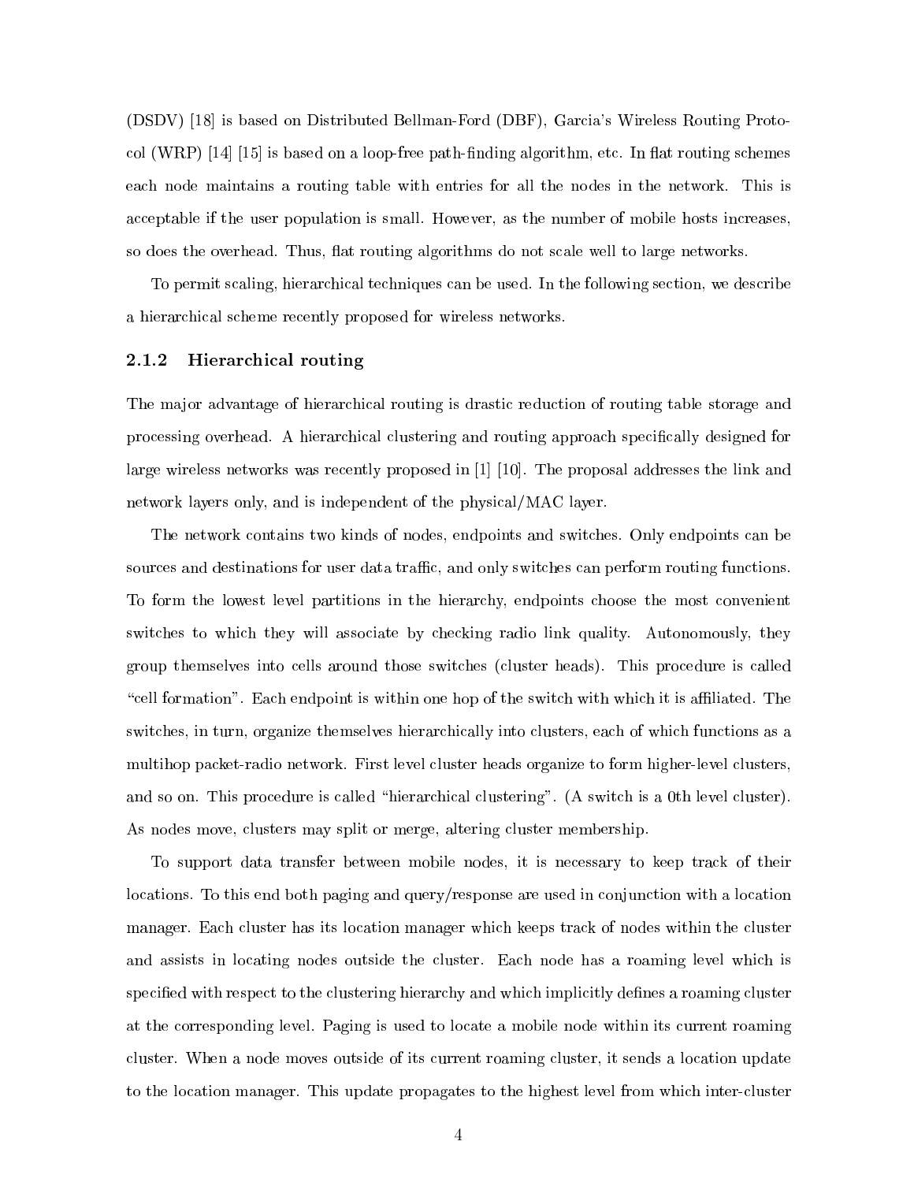(DSDV) [18] is based on Distributed Bellman-Ford (DBF), Garcia's Wireless Routing Protocol (WRP) [14] [15] is based on a loop-free path-finding algorithm, etc. In flat routing schemes each node maintains a routing table with entries for all the nodes in the network. This is acceptable if the user population is small. However, as the number of mobile hosts increases, so does the overhead. Thus, flat routing algorithms do not scale well to large networks.

To permit scaling, hierarchical techniques can be used. In the following section, we describe a hierarchical scheme recently proposed for wireless networks.

### 2.1.2 Hierarchical routing

The major advantage of hierarchical routing is drastic reduction of routing table storage and processing overhead. A hierarchical clustering and routing approach specifically designed for large wireless networks was recently proposed in [1] [10]. The proposal addresses the link and network layers only, and is independent of the physical/MAC layer.

The network contains two kinds of nodes, endpoints and switches. Only endpoints can be sources and destinations for user data traffic, and only switches can perform routing functions. To form the lowest level partitions in the hierarchy, endpoints choose the most convenient switches to which they will associate by checking radio link quality. Autonomously, they group themselves into cells around those switches (cluster heads). This procedure is called "cell formation". Each endpoint is within one hop of the switch with which it is affiliated. The switches, in turn, organize themselves hierarchically into clusters, each of which functions as a multihop packet-radio network. First level cluster heads organize to form higher-level clusters, and so on. This procedure is called "hierarchical clustering". (A switch is a 0th level cluster). As nodes move, clusters may split or merge, altering cluster membership.

To support data transfer between mobile nodes, it is necessary to keep track of their locations. To this end both paging and query/response are used in conjunction with a location manager. Each cluster has its location manager which keeps track of nodes within the cluster and assists in locating nodes outside the cluster. Each node has a roaming level which is specified with respect to the clustering hierarchy and which implicitly defines a roaming cluster at the corresponding level. Paging is used to locate a mobile node within its current roaming cluster. When a node moves outside of its current roaming cluster, it sends a location update to the location manager. This update propagates to the highest level from which inter-cluster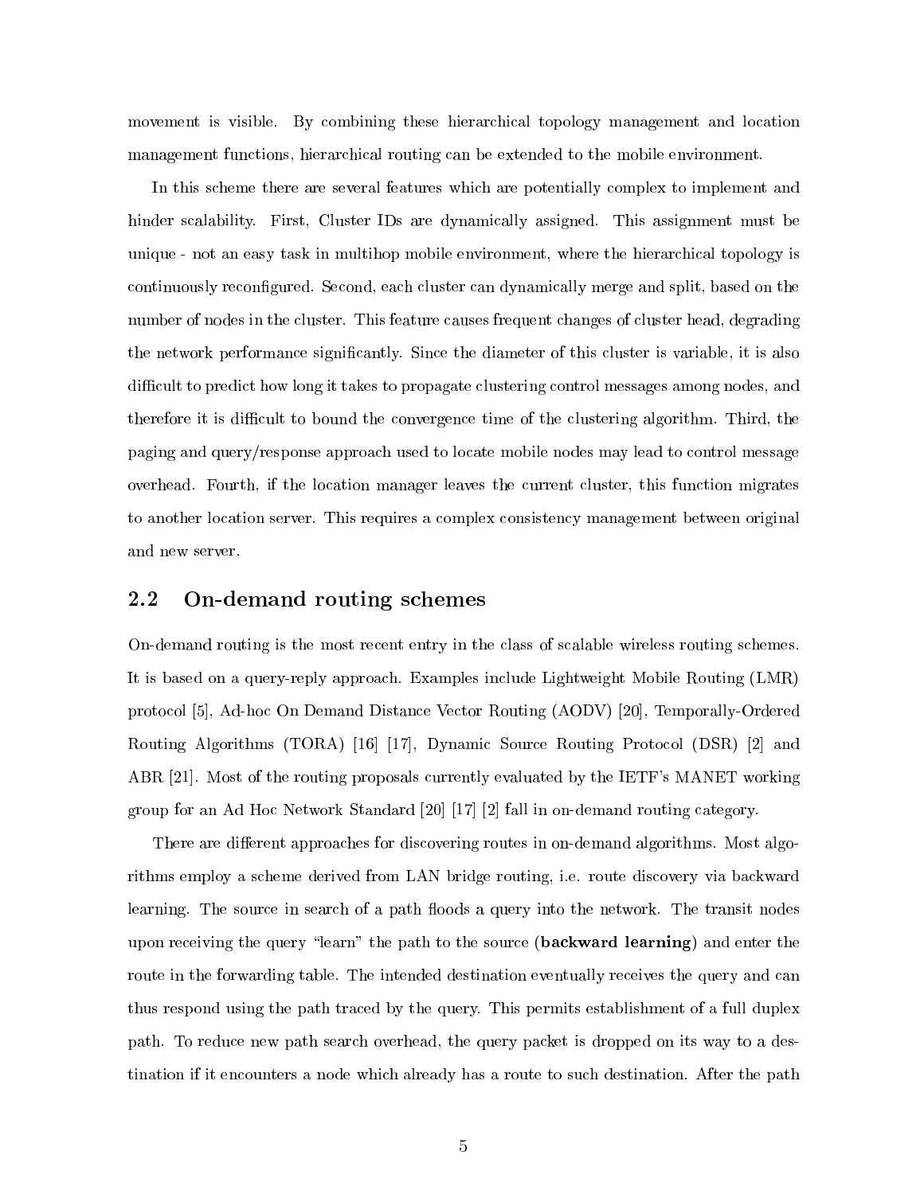movement is visible. By combining these hierarchical topology management and location management functions, hierarchical routing can be extended to the mobile environment.

In this scheme there are several features which are potentially complex to implement and hinder scalability. First, Cluster IDs are dynamically assigned. This assignment must be unique - not an easy task in multihop mobile environment, where the hierarchical topology is continuously reconfigured. Second, each cluster can dynamically merge and split, based on the number of nodes in the cluster. This feature causes frequent changes of cluster head, degrading the network performance significantly. Since the diameter of this cluster is variable, it is also difficult to predict how long it takes to propagate clustering control messages among nodes, and therefore it is difficult to bound the convergence time of the clustering algorithm. Third, the paging and query/response approach used to locate mobile nodes may lead to control message overhead. Fourth, if the location manager leaves the current cluster, this function migrates to another location server. This requires a complex consistency management between original and new server.

## 2.2 On-demand routing schemes

On-demand routing is the most recent entry in the class of scalable wireless routing schemes. It is based on a query-reply approach. Examples include Lightweight Mobile Routing (LMR) protocol [5], Ad-hoc On Demand Distance Vector Routing (AODV) [20], Temporally-Ordered Routing Algorithms (TORA) [16] [17], Dynamic Source Routing Protocol (DSR) [2] and ABR [21]. Most of the routing proposals currently evaluated by the IETF's MANET working group for an Ad Hoc Network Standard [20] [17] [2] fall in on-demand routing category.

There are different approaches for discovering routes in on-demand algorithms. Most algorithms employ a scheme derived from LAN bridge routing, i.e. route discovery via backward learning. The source in search of a path floods a query into the network. The transit nodes upon receiving the query "learn" the path to the source (**backward learning**) and enter the route in the forwarding table. The intended destination eventually receives the query and can thus respond using the path traced by the query. This permits establishment of a full duplex path. To reduce new path search overhead, the query packet is dropped on its way to a destination if it encounters a node which already has a route to such destination. After the path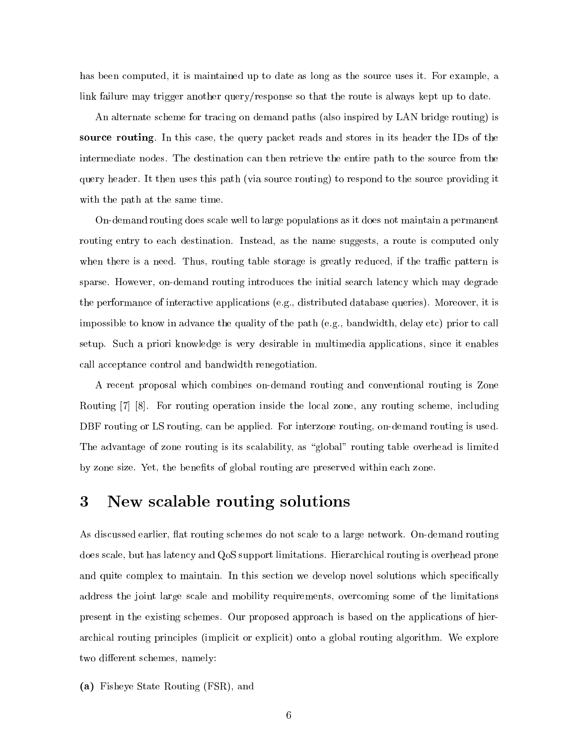has been computed, it is maintained up to date as long as the source uses it. For example, a link failure may trigger another query/response so that the route is always kept up to date.

An alternate scheme for tracing on demand paths (also inspired by LAN bridge routing) is **source routing**. In this case, the query packet reads and stores in its header the IDs of the intermediate nodes. The destination can then retrieve the entire path to the source from the query header. It then uses this path (via source routing) to respond to the source providing it with the path at the same time.

On-demand routing does scale well to large populations as it does not maintain a permanent routing entry to each destination. Instead, as the name suggests, a route is computed only when there is a need. Thus, routing table storage is greatly reduced, if the traffic pattern is sparse. However, on-demand routing introduces the initial search latency which may degrade the performance of interactive applications (e.g., distributed database queries). Moreover, it is impossible to know in advance the quality of the path (e.g., bandwidth, delay etc) prior to call setup. Such a priori knowledge is very desirable in multimedia applications, since it enables call acceptance control and bandwidth renegotiation.

A recent proposal which combines on-demand routing and conventional routing is Zone Routing [7] [8]. For routing operation inside the local zone, any routing scheme, including DBF routing or LS routing, can be applied. For interzone routing, on-demand routing is used. The advantage of zone routing is its scalability, as "global" routing table overhead is limited by zone size. Yet, the benefits of global routing are preserved within each zone.

# 3 New scalable routing solutions

As discussed earlier, flat routing schemes do not scale to a large network. On-demand routing does scale, but has latency and QoS support limitations. Hierarchical routing is overhead prone and quite complex to maintain. In this section we develop novel solutions which specifically address the joint large scale and mobility requirements, overcoming some of the limitations present in the existing schemes. Our proposed approach is based on the applications of hierarchical routing principles (implicit or explicit) onto a global routing algorithm. We explore two different schemes, namely:

**(a)** Fisheye State Routing (FSR), and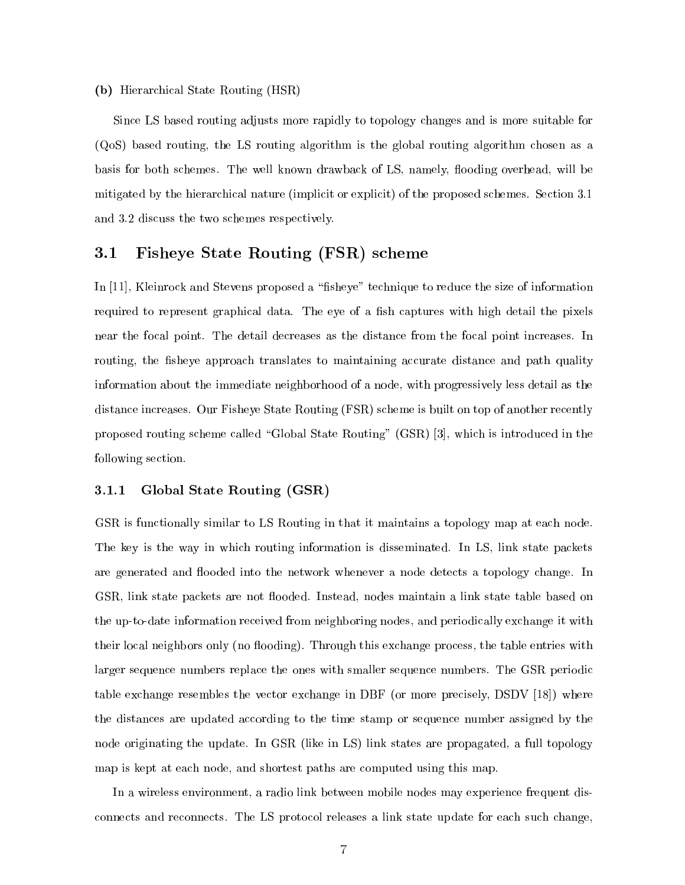**(b)** Hierarchical State Routing (HSR)

Since LS based routing adjusts more rapidly to topology changes and is more suitable for (QoS) based routing, the LS routing algorithm is the global routing algorithm chosen as a basis for both schemes. The well known drawback of LS, namely, flooding overhead, will be mitigated by the hierarchical nature (implicit or explicit) of the proposed schemes. Section 3.1 and 3.2 discuss the two schemes respectively.

## 3.1 Fisheye State Routing (FSR) scheme

In [11], Kleinrock and Stevens proposed a "fisheye" technique to reduce the size of information required to represent graphical data. The eye of a fish captures with high detail the pixels near the focal point. The detail decreases as the distance from the focal point increases. In routing, the fisheye approach translates to maintaining accurate distance and path quality information about the immediate neighborhood of a node, with progressively less detail as the distance increases. Our Fisheye State Routing (FSR) scheme is built on top of another recently proposed routing scheme called "Global State Routing" (GSR) [3], which is introduced in the following section.

### 3.1.1 Global State Routing (GSR)

GSR is functionally similar to LS Routing in that it maintains a topology map at each node. The key is the way in which routing information is disseminated. In LS, link state packets are generated and flooded into the network whenever a node detects a topology change. In GSR, link state packets are not flooded. Instead, nodes maintain a link state table based on the up-to-date information received from neighboring nodes, and periodically exchange it with their local neighbors only (no flooding). Through this exchange process, the table entries with larger sequence numbers replace the ones with smaller sequence numbers. The GSR periodic table exchange resembles the vector exchange in DBF (or more precisely, DSDV [18]) where the distances are updated according to the time stamp or sequence number assigned by the node originating the update. In GSR (like in LS) link states are propagated, a full topology map is kept at each node, and shortest paths are computed using this map.

In a wireless environment, a radio link between mobile nodes may experience frequent disconnects and reconnects. The LS protocol releases a link state update for each such change,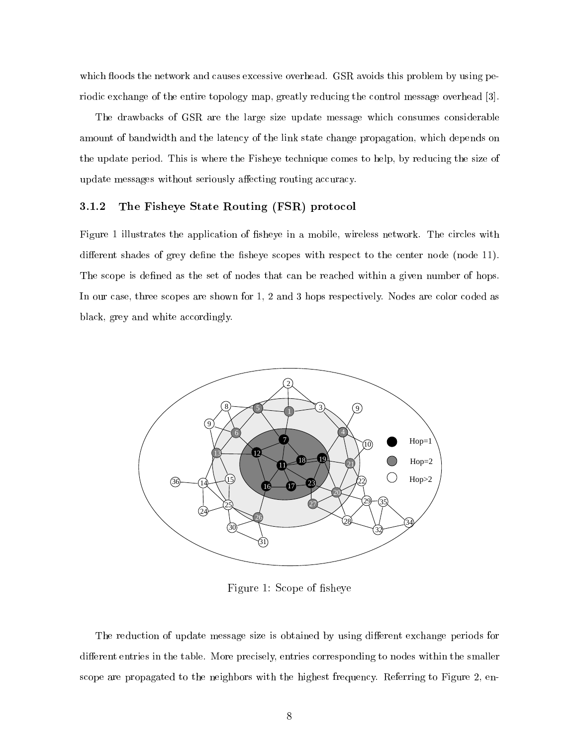which floods the network and causes excessive overhead. GSR avoids this problem by using periodic exchange of the entire topology map, greatly reducing the control message overhead [3].

The drawbacks of GSR are the large size update message which consumes considerable amount of bandwidth and the latency of the link state change propagation, which depends on the update period. This is where the Fisheye technique comes to help, by reducing the size of update messages without seriously affecting routing accuracy.

### 3.1.2 The Fisheye State Routing (FSR) protocol

Figure 1 illustrates the application of fisheye in a mobile, wireless network. The circles with different shades of grey define the fisheye scopes with respect to the center node (node 11). The scope is defined as the set of nodes that can be reached within a given number of hops. In our case, three scopes are shown for 1, 2 and 3 hops respectively. Nodes are color coded as black, grey and white accordingly.

Figure 1: Scope of fisheye

The reduction of update message size is obtained by using different exchange periods for different entries in the table. More precisely, entries corresponding to nodes within the smaller scope are propagated to the neighbors with the highest frequency. Referring to Figure 2, en-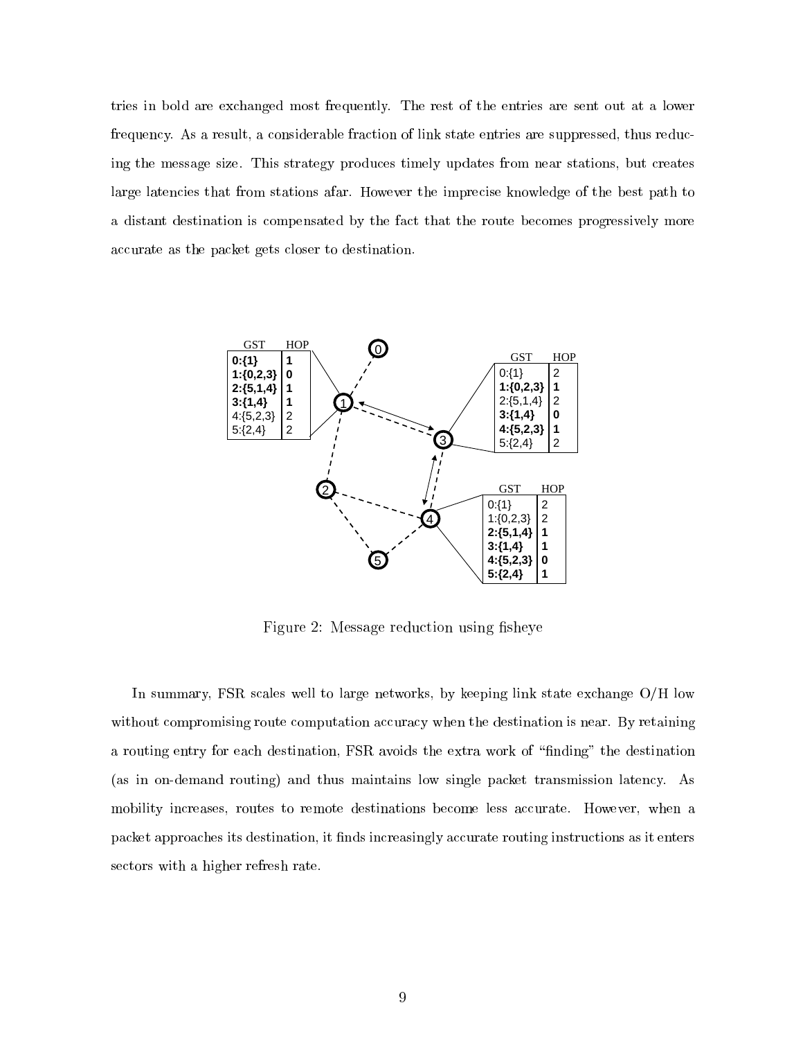tries in bold are exchanged most frequently. The rest of the entries are sent out at a lower frequency. As a result, a considerable fraction of link state entries are suppressed, thus reducing the message size. This strategy produces timely updates from near stations, but creates large latencies that from stations afar. However the imprecise knowledge of the best path to a distant destination is compensated by the fact that the route becomes progressively more accurate as the packet gets closer to destination.

Figure 2: Message reduction using fisheye

In summary, FSR scales well to large networks, by keeping link state exchange O/H low without compromising route computation accuracy when the destination is near. By retaining a routing entry for each destination, FSR avoids the extra work of "finding" the destination (as in on-demand routing) and thus maintains low single packet transmission latency. As mobility increases, routes to remote destinations become less accurate. However, when a packet approaches its destination, it finds increasingly accurate routing instructions as it enters sectors with a higher refresh rate.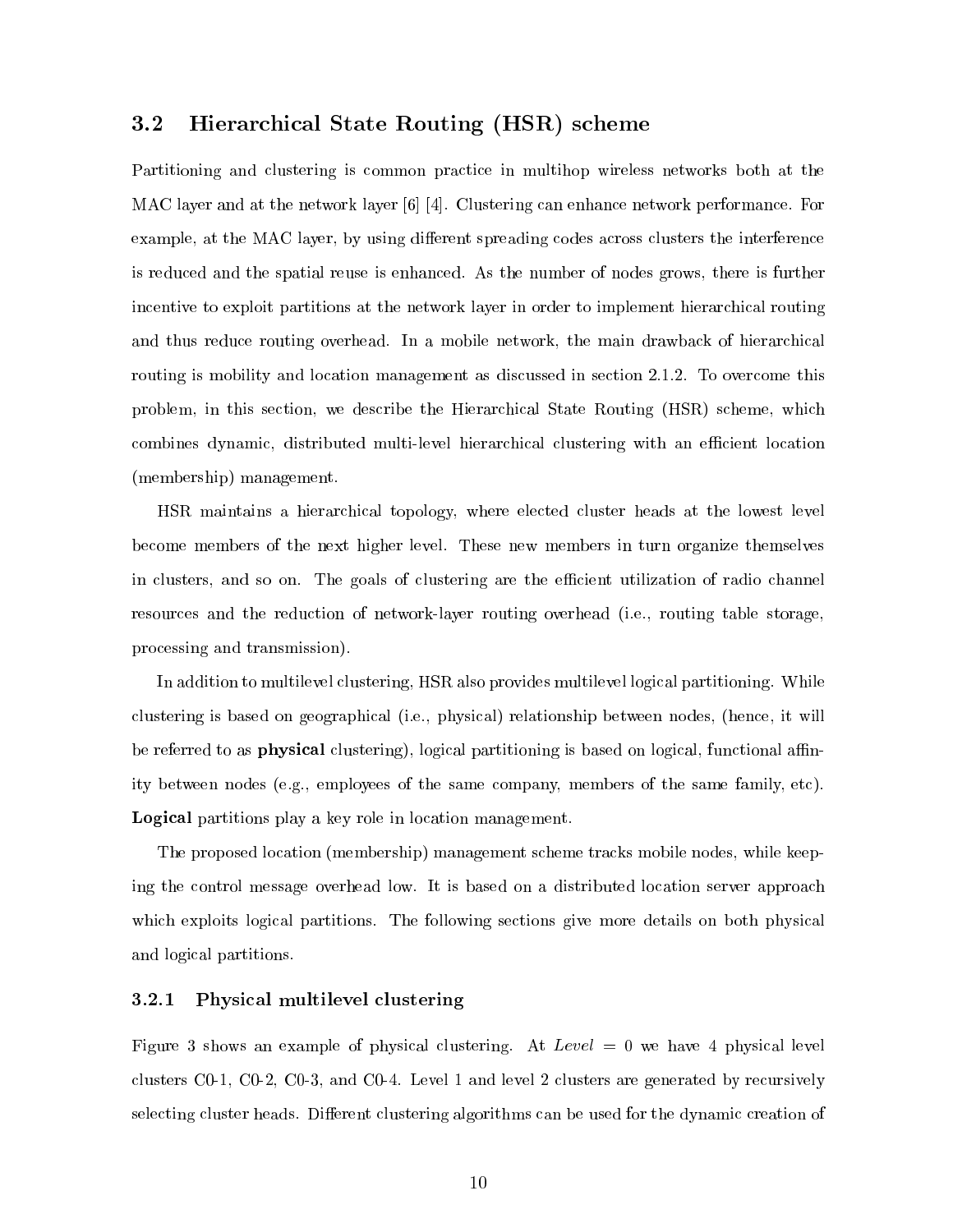## 3.2 Hierarchical State Routing (HSR) scheme

Partitioning and clustering is common practice in multihop wireless networks both at the MAC layer and at the network layer [6] [4]. Clustering can enhance network performance. For example, at the MAC layer, by using different spreading codes across clusters the interference is reduced and the spatial reuse is enhanced. As the number of nodes grows, there is further incentive to exploit partitions at the network layer in order to implement hierarchical routing and thus reduce routing overhead. In a mobile network, the main drawback of hierarchical routing is mobility and location management as discussed in section 2.1.2. To overcome this problem, in this section, we describe the Hierarchical State Routing (HSR) scheme, which combines dynamic, distributed multi-level hierarchical clustering with an efficient location (membership) management.

HSR maintains a hierarchical topology, where elected cluster heads at the lowest level become members of the next higher level. These new members in turn organize themselves in clusters, and so on. The goals of clustering are the efficient utilization of radio channel resources and the reduction of network-layer routing overhead (i.e., routing table storage, processing and transmission).

In addition to multilevel clustering, HSR also provides multilevel logical partitioning. While clustering is based on geographical (i.e., physical) relationship between nodes, (hence, it will be referred to as **physical** clustering), logical partitioning is based on logical, functional affinity between nodes (e.g., employees of the same company, members of the same family, etc). **Logical** partitions play a key role in location management.

The proposed location (membership) management scheme tracks mobile nodes, while keeping the control message overhead low. It is based on a distributed location server approach which exploits logical partitions. The following sections give more details on both physical and logical partitions.

### 3.2.1 Physical multilevel clustering

Figure 3 shows an example of physical clustering. At *Level* = 0 we have 4 physical level clusters C0-1, C0-2, C0-3, and C0-4. Level 1 and level 2 clusters are generated by recursively selecting cluster heads. Different clustering algorithms can be used for the dynamic creation of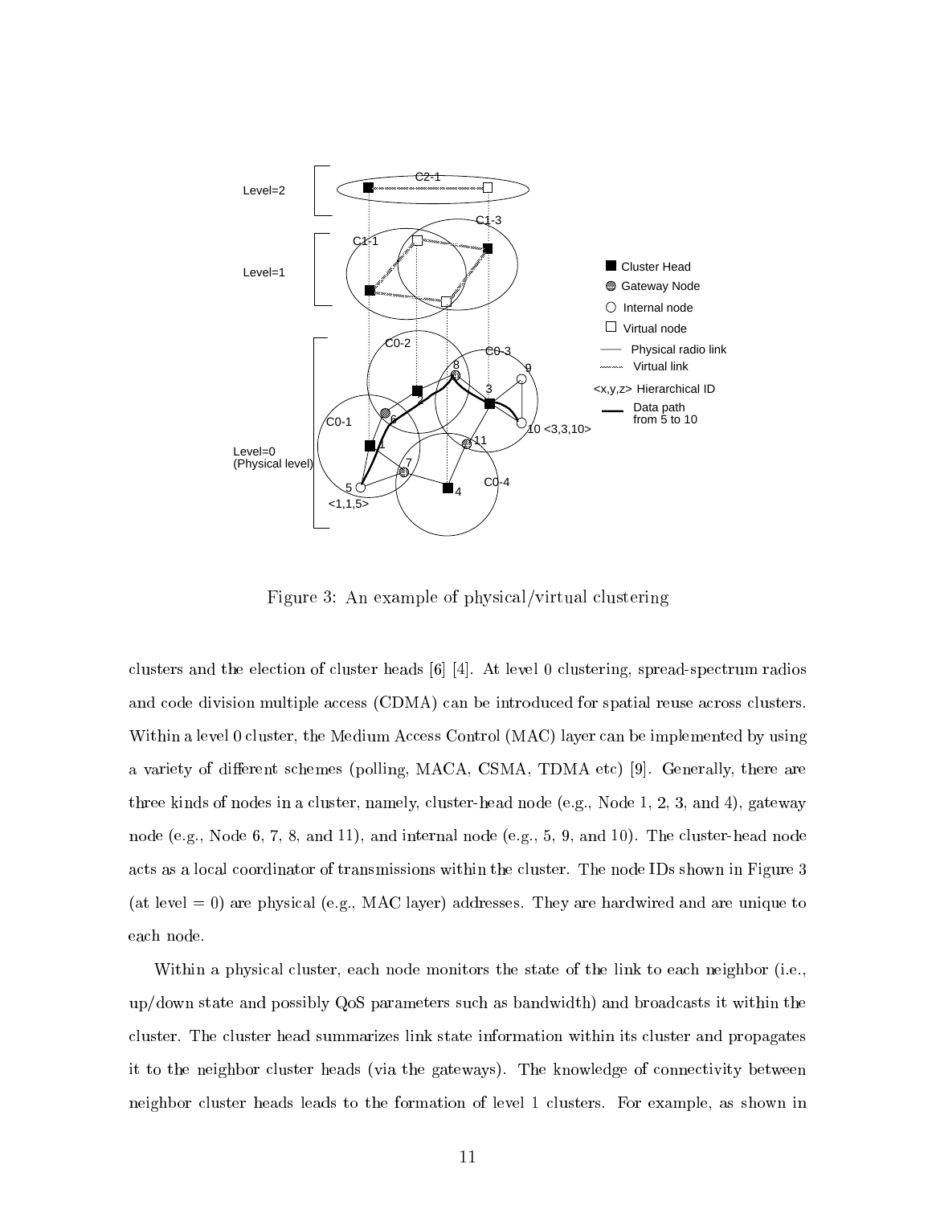Figure 3: An example of physical/virtual clustering

clusters and the election of cluster heads [6] [4]. At level 0 clustering, spread-spectrum radios and code division multiple access (CDMA) can be introduced for spatial reuse across clusters. Within a level 0 cluster, the Medium Access Control (MAC) layer can be implemented by using a variety of different schemes (polling, MACA, CSMA, TDMA etc) [9]. Generally, there are three kinds of nodes in a cluster, namely, cluster-head node (e.g., Node 1, 2, 3, and 4), gateway node (e.g., Node 6, 7, 8, and 11), and internal node (e.g., 5, 9, and 10). The cluster-head node acts as a local coordinator of transmissions within the cluster. The node IDs shown in Figure 3 (at level = 0) are physical (e.g., MAC layer) addresses. They are hardwired and are unique to each node.

Within a physical cluster, each node monitors the state of the link to each neighbor (i.e., up/down state and possibly QoS parameters such as bandwidth) and broadcasts it within the cluster. The cluster head summarizes link state information within its cluster and propagates it to the neighbor cluster heads (via the gateways). The knowledge of connectivity between neighbor cluster heads leads to the formation of level 1 clusters. For example, as shown in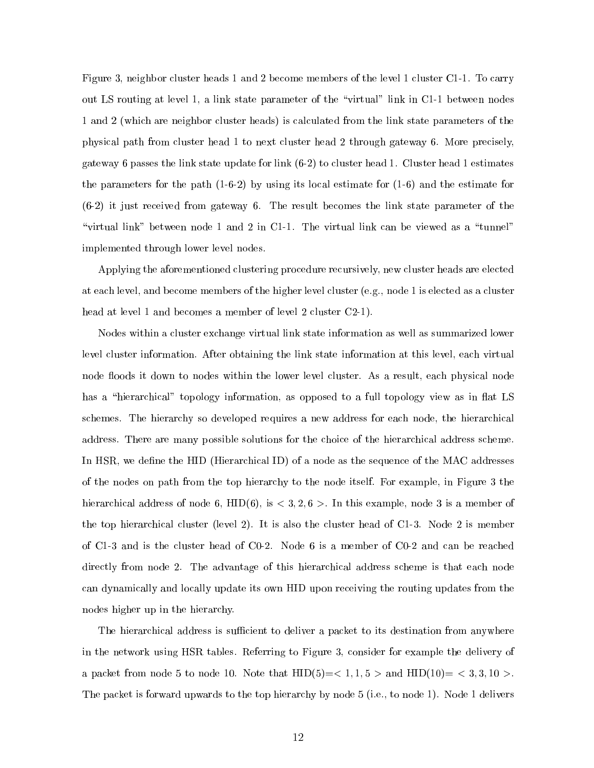Figure 3, neighbor cluster heads 1 and 2 become members of the level 1 cluster C1-1. To carry out LS routing at level 1, a link state parameter of the "virtual" link in C1-1 between nodes 1 and 2 (which are neighbor cluster heads) is calculated from the link state parameters of the physical path from cluster head 1 to next cluster head 2 through gateway 6. More precisely, gateway 6 passes the link state update for link (6-2) to cluster head 1. Cluster head 1 estimates the parameters for the path (1-6-2) by using its local estimate for (1-6) and the estimate for (6-2) it just received from gateway 6. The result becomes the link state parameter of the "virtual link" between node 1 and 2 in C1-1. The virtual link can be viewed as a "tunnel" implemented through lower level nodes.

Applying the aforementioned clustering procedure recursively, new cluster heads are elected at each level, and become members of the higher level cluster (e.g., node 1 is elected as a cluster head at level 1 and becomes a member of level 2 cluster C2-1).

Nodes within a cluster exchange virtual link state information as well as summarized lower level cluster information. After obtaining the link state information at this level, each virtual node floods it down to nodes within the lower level cluster. As a result, each physical node has a "hierarchical" topology information, as opposed to a full topology view as in flat LS schemes. The hierarchy so developed requires a new address for each node, the hierarchical address. There are many possible solutions for the choice of the hierarchical address scheme. In HSR, we define the HID (Hierarchical ID) of a node as the sequence of the MAC addresses of the nodes on path from the top hierarchy to the node itself. For example, in Figure 3 the hierarchical address of node 6, HID(6), is $< 3, 2, 6 >$. In this example, node 3 is a member of the top hierarchical cluster (level 2). It is also the cluster head of C1-3. Node 2 is member of C1-3 and is the cluster head of C0-2. Node 6 is a member of C0-2 and can be reached directly from node 2. The advantage of this hierarchical address scheme is that each node can dynamically and locally update its own HID upon receiving the routing updates from the nodes higher up in the hierarchy.

The hierarchical address is sufficient to deliver a packet to its destination from anywhere in the network using HSR tables. Referring to Figure 3, consider for example the delivery of a packet from node 5 to node 10. Note that HID(5)=$< 1, 1, 5 >$ and HID(10)= $< 3, 3, 10 >$. The packet is forward upwards to the top hierarchy by node 5 (i.e., to node 1). Node 1 delivers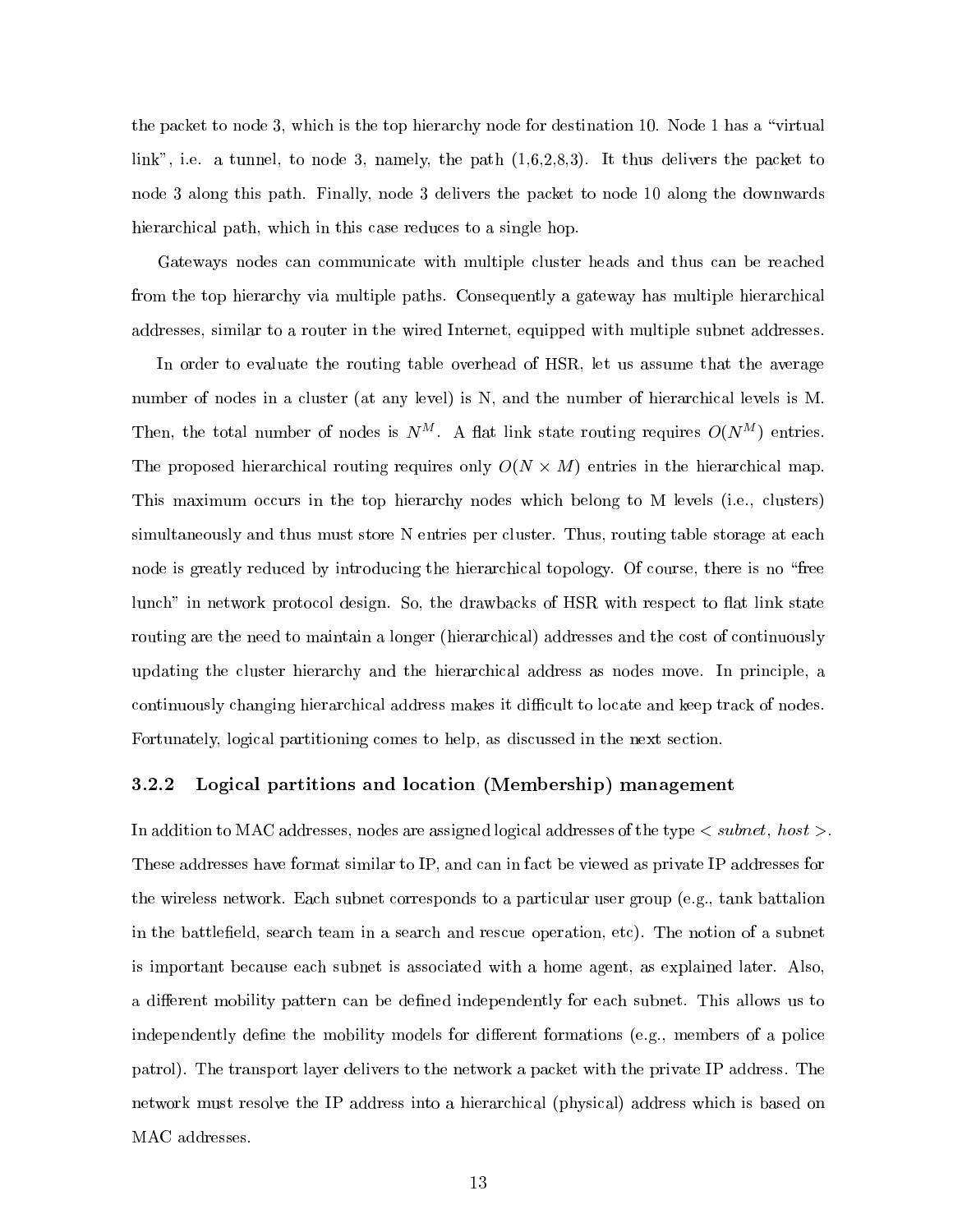the packet to node 3, which is the top hierarchy node for destination 10. Node 1 has a "virtual link", i.e. a tunnel, to node 3, namely, the path (1,6,2,8,3). It thus delivers the packet to node 3 along this path. Finally, node 3 delivers the packet to node 10 along the downwards hierarchical path, which in this case reduces to a single hop.

Gateways nodes can communicate with multiple cluster heads and thus can be reached from the top hierarchy via multiple paths. Consequently a gateway has multiple hierarchical addresses, similar to a router in the wired Internet, equipped with multiple subnet addresses.

In order to evaluate the routing table overhead of HSR, let us assume that the average number of nodes in a cluster (at any level) is N, and the number of hierarchical levels is M. Then, the total number of nodes is $N^M$. A flat link state routing requires $O(N^M)$ entries. The proposed hierarchical routing requires only $O(N \times M)$ entries in the hierarchical map. This maximum occurs in the top hierarchy nodes which belong to M levels (i.e., clusters) simultaneously and thus must store N entries per cluster. Thus, routing table storage at each node is greatly reduced by introducing the hierarchical topology. Of course, there is no "free lunch" in network protocol design. So, the drawbacks of HSR with respect to flat link state routing are the need to maintain a longer (hierarchical) addresses and the cost of continuously updating the cluster hierarchy and the hierarchical address as nodes move. In principle, a continuously changing hierarchical address makes it difficult to locate and keep track of nodes. Fortunately, logical partitioning comes to help, as discussed in the next section.

### 3.2.2 Logical partitions and location (Membership) management

In addition to MAC addresses, nodes are assigned logical addresses of the type $< subnet, host >$. These addresses have format similar to IP, and can in fact be viewed as private IP addresses for the wireless network. Each subnet corresponds to a particular user group (e.g., tank battalion in the battlefield, search team in a search and rescue operation, etc). The notion of a subnet is important because each subnet is associated with a home agent, as explained later. Also, a different mobility pattern can be defined independently for each subnet. This allows us to independently define the mobility models for different formations (e.g., members of a police patrol). The transport layer delivers to the network a packet with the private IP address. The network must resolve the IP address into a hierarchical (physical) address which is based on MAC addresses.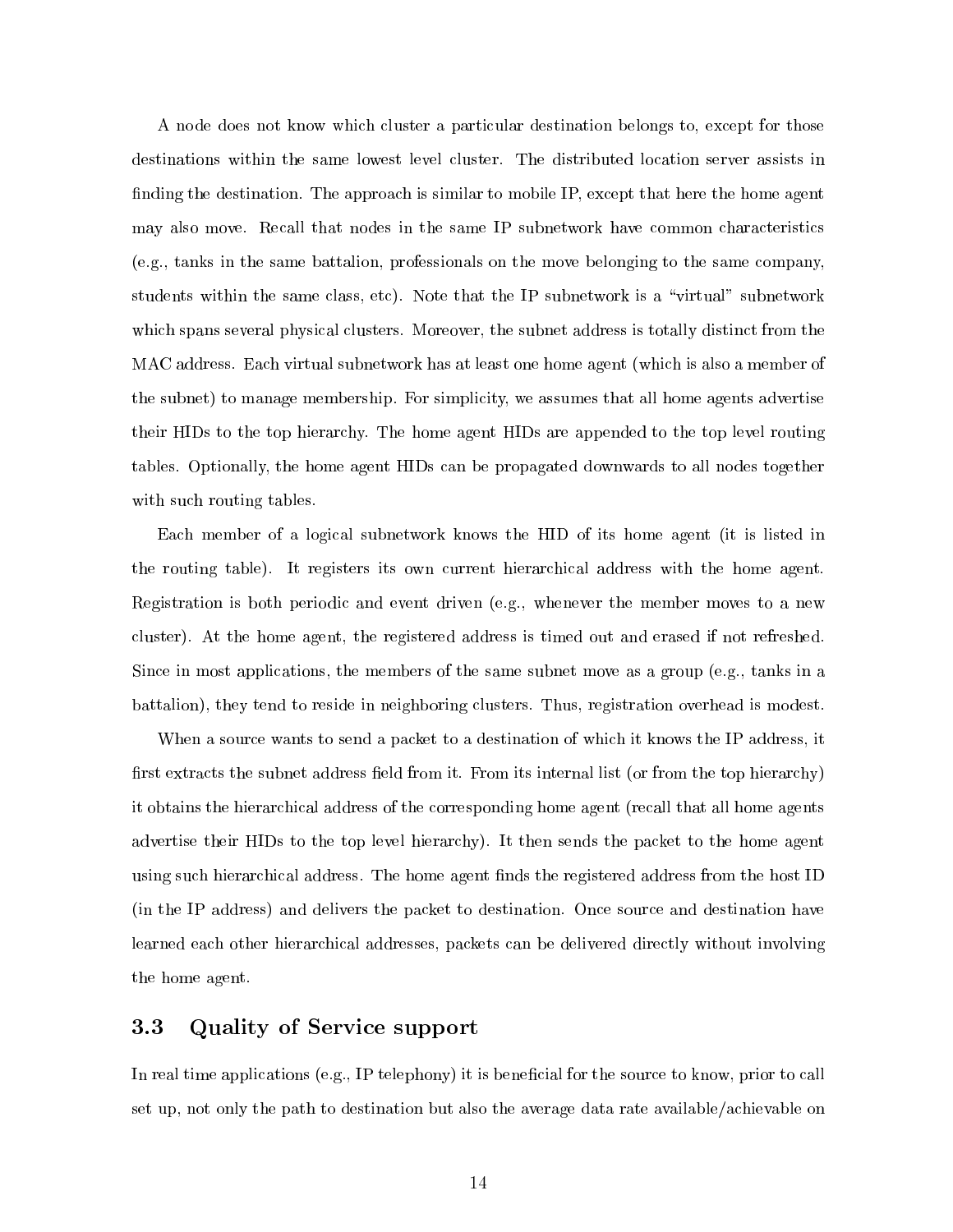A node does not know which cluster a particular destination belongs to, except for those destinations within the same lowest level cluster. The distributed location server assists in finding the destination. The approach is similar to mobile IP, except that here the home agent may also move. Recall that nodes in the same IP subnetwork have common characteristics (e.g., tanks in the same battalion, professionals on the move belonging to the same company, students within the same class, etc). Note that the IP subnetwork is a "virtual" subnetwork which spans several physical clusters. Moreover, the subnet address is totally distinct from the MAC address. Each virtual subnetwork has at least one home agent (which is also a member of the subnet) to manage membership. For simplicity, we assumes that all home agents advertise their HIDs to the top hierarchy. The home agent HIDs are appended to the top level routing tables. Optionally, the home agent HIDs can be propagated downwards to all nodes together with such routing tables.

Each member of a logical subnetwork knows the HID of its home agent (it is listed in the routing table). It registers its own current hierarchical address with the home agent. Registration is both periodic and event driven (e.g., whenever the member moves to a new cluster). At the home agent, the registered address is timed out and erased if not refreshed. Since in most applications, the members of the same subnet move as a group (e.g., tanks in a battalion), they tend to reside in neighboring clusters. Thus, registration overhead is modest.

When a source wants to send a packet to a destination of which it knows the IP address, it first extracts the subnet address field from it. From its internal list (or from the top hierarchy) it obtains the hierarchical address of the corresponding home agent (recall that all home agents advertise their HIDs to the top level hierarchy). It then sends the packet to the home agent using such hierarchical address. The home agent finds the registered address from the host ID (in the IP address) and delivers the packet to destination. Once source and destination have learned each other hierarchical addresses, packets can be delivered directly without involving the home agent.

### 3.3 Quality of Service support

In real time applications (e.g., IP telephony) it is beneficial for the source to know, prior to call set up, not only the path to destination but also the average data rate available/achievable on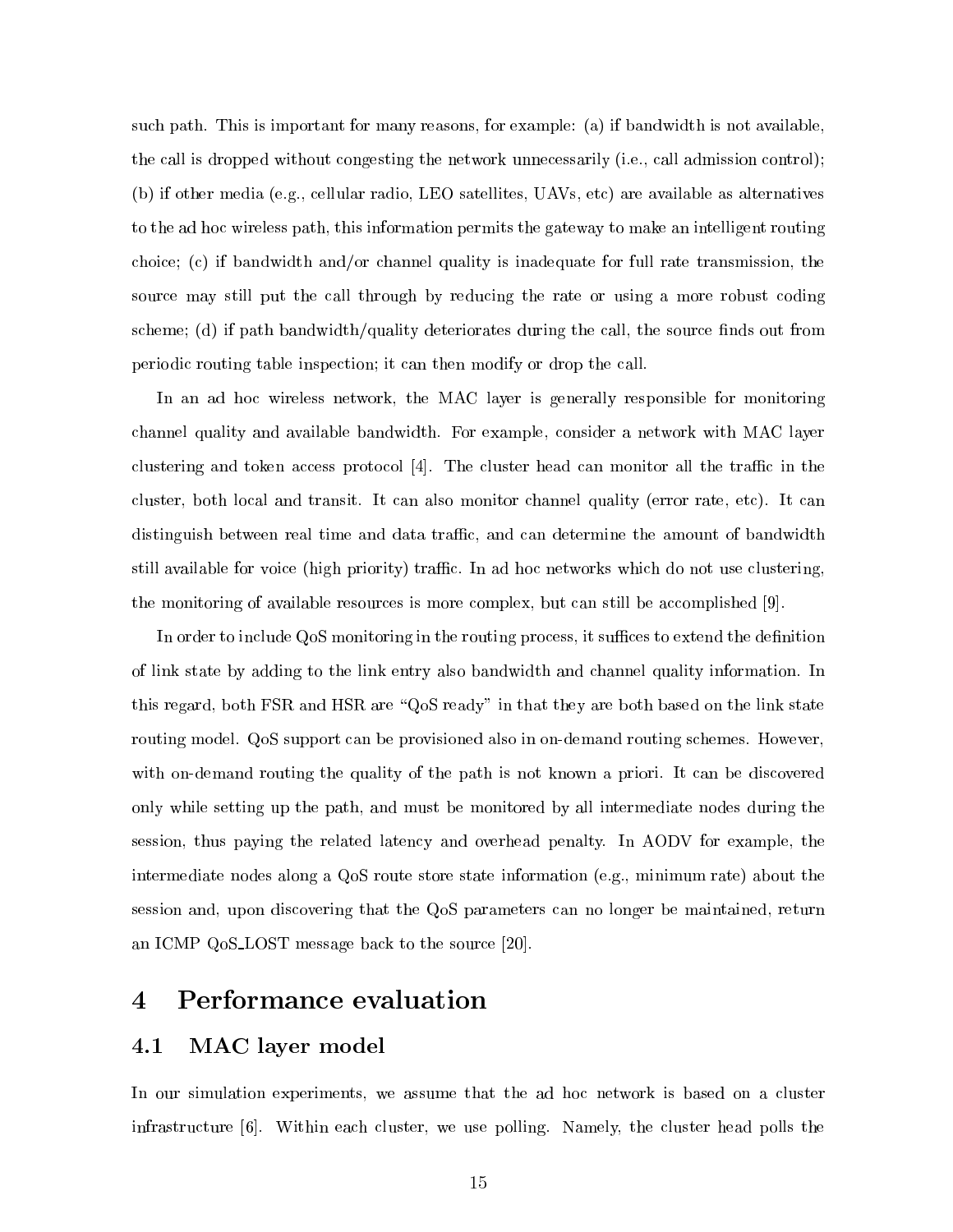such path. This is important for many reasons, for example: (a) if bandwidth is not available, the call is dropped without congesting the network unnecessarily (i.e., call admission control); (b) if other media (e.g., cellular radio, LEO satellites, UAVs, etc) are available as alternatives to the ad hoc wireless path, this information permits the gateway to make an intelligent routing choice; (c) if bandwidth and/or channel quality is inadequate for full rate transmission, the source may still put the call through by reducing the rate or using a more robust coding scheme; (d) if path bandwidth/quality deteriorates during the call, the source finds out from periodic routing table inspection; it can then modify or drop the call.

In an ad hoc wireless network, the MAC layer is generally responsible for monitoring channel quality and available bandwidth. For example, consider a network with MAC layer clustering and token access protocol [4]. The cluster head can monitor all the traffic in the cluster, both local and transit. It can also monitor channel quality (error rate, etc). It can distinguish between real time and data traffic, and can determine the amount of bandwidth still available for voice (high priority) traffic. In ad hoc networks which do not use clustering, the monitoring of available resources is more complex, but can still be accomplished [9].

In order to include QoS monitoring in the routing process, it suffices to extend the definition of link state by adding to the link entry also bandwidth and channel quality information. In this regard, both FSR and HSR are "QoS ready" in that they are both based on the link state routing model. QoS support can be provisioned also in on-demand routing schemes. However, with on-demand routing the quality of the path is not known a priori. It can be discovered only while setting up the path, and must be monitored by all intermediate nodes during the session, thus paying the related latency and overhead penalty. In AODV for example, the intermediate nodes along a QoS route store state information (e.g., minimum rate) about the session and, upon discovering that the QoS parameters can no longer be maintained, return an ICMP QoS_LOST message back to the source [20].

# 4 Performance evaluation

## 4.1 MAC layer model

In our simulation experiments, we assume that the ad hoc network is based on a cluster infrastructure [6]. Within each cluster, we use polling. Namely, the cluster head polls the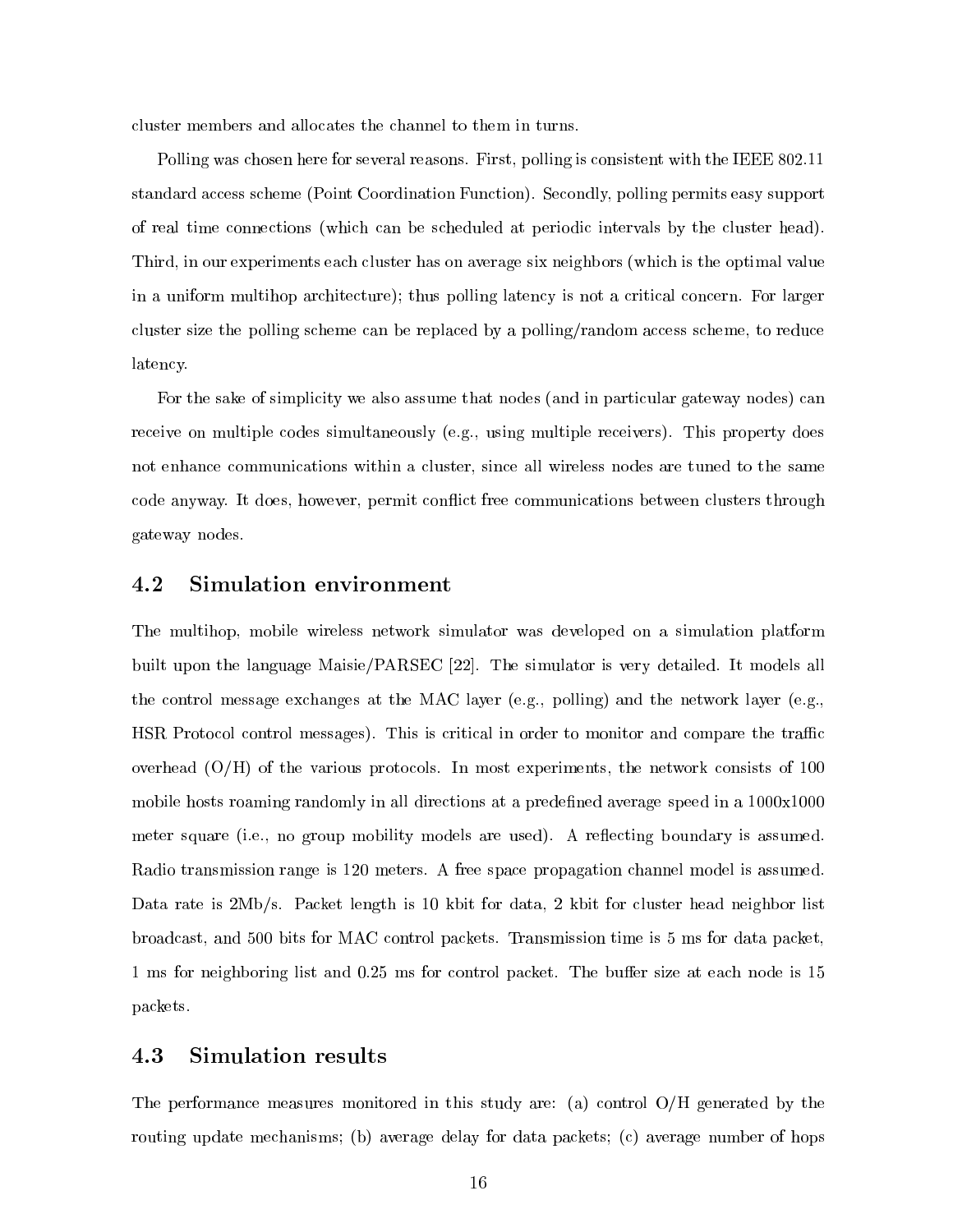cluster members and allocates the channel to them in turns.

Polling was chosen here for several reasons. First, polling is consistent with the IEEE 802.11 standard access scheme (Point Coordination Function). Secondly, polling permits easy support of real time connections (which can be scheduled at periodic intervals by the cluster head). Third, in our experiments each cluster has on average six neighbors (which is the optimal value in a uniform multihop architecture); thus polling latency is not a critical concern. For larger cluster size the polling scheme can be replaced by a polling/random access scheme, to reduce latency.

For the sake of simplicity we also assume that nodes (and in particular gateway nodes) can receive on multiple codes simultaneously (e.g., using multiple receivers). This property does not enhance communications within a cluster, since all wireless nodes are tuned to the same code anyway. It does, however, permit conflict free communications between clusters through gateway nodes.

## 4.2 Simulation environment

The multihop, mobile wireless network simulator was developed on a simulation platform built upon the language Maisie/PARSEC [22]. The simulator is very detailed. It models all the control message exchanges at the MAC layer (e.g., polling) and the network layer (e.g., HSR Protocol control messages). This is critical in order to monitor and compare the traffic overhead (O/H) of the various protocols. In most experiments, the network consists of 100 mobile hosts roaming randomly in all directions at a predefined average speed in a 1000x1000 meter square (i.e., no group mobility models are used). A reflecting boundary is assumed. Radio transmission range is 120 meters. A free space propagation channel model is assumed. Data rate is 2Mb/s. Packet length is 10 kbit for data, 2 kbit for cluster head neighbor list broadcast, and 500 bits for MAC control packets. Transmission time is 5 ms for data packet, 1 ms for neighboring list and 0.25 ms for control packet. The buffer size at each node is 15 packets.

## 4.3 Simulation results

The performance measures monitored in this study are: (a) control O/H generated by the routing update mechanisms; (b) average delay for data packets; (c) average number of hops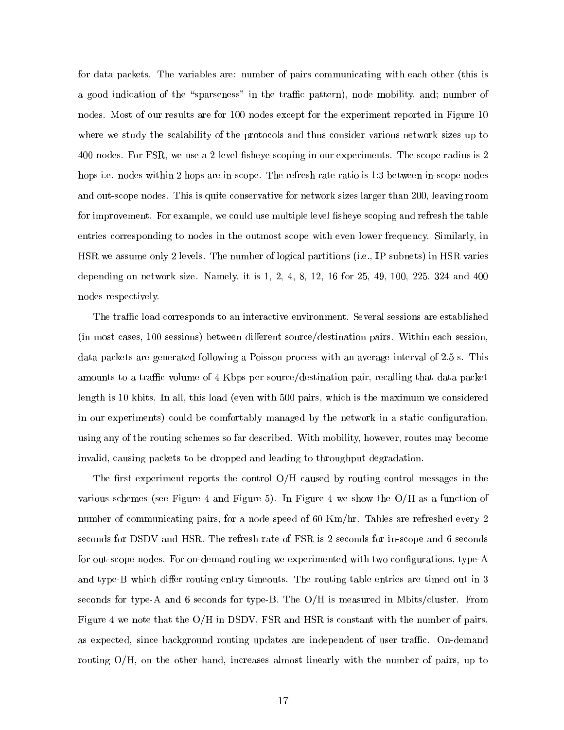for data packets. The variables are: number of pairs communicating with each other (this is a good indication of the "sparseness" in the traffic pattern), node mobility, and; number of nodes. Most of our results are for 100 nodes except for the experiment reported in Figure 10 where we study the scalability of the protocols and thus consider various network sizes up to 400 nodes. For FSR, we use a 2-level fisheye scoping in our experiments. The scope radius is 2 hops i.e. nodes within 2 hops are in-scope. The refresh rate ratio is 1:3 between in-scope nodes and out-scope nodes. This is quite conservative for network sizes larger than 200, leaving room for improvement. For example, we could use multiple level fisheye scoping and refresh the table entries corresponding to nodes in the outmost scope with even lower frequency. Similarly, in HSR we assume only 2 levels. The number of logical partitions (i.e., IP subnets) in HSR varies depending on network size. Namely, it is 1, 2, 4, 8, 12, 16 for 25, 49, 100, 225, 324 and 400 nodes respectively.

The traffic load corresponds to an interactive environment. Several sessions are established (in most cases, 100 sessions) between different source/destination pairs. Within each session, data packets are generated following a Poisson process with an average interval of 2.5 s. This amounts to a traffic volume of 4 Kbps per source/destination pair, recalling that data packet length is 10 kbits. In all, this load (even with 500 pairs, which is the maximum we considered in our experiments) could be comfortably managed by the network in a static configuration, using any of the routing schemes so far described. With mobility, however, routes may become invalid, causing packets to be dropped and leading to throughput degradation.

The first experiment reports the control O/H caused by routing control messages in the various schemes (see Figure 4 and Figure 5). In Figure 4 we show the O/H as a function of number of communicating pairs, for a node speed of 60 Km/hr. Tables are refreshed every 2 seconds for DSDV and HSR. The refresh rate of FSR is 2 seconds for in-scope and 6 seconds for out-scope nodes. For on-demand routing we experimented with two configurations, type-A and type-B which differ routing entry timeouts. The routing table entries are timed out in 3 seconds for type-A and 6 seconds for type-B. The O/H is measured in Mbits/cluster. From Figure 4 we note that the O/H in DSDV, FSR and HSR is constant with the number of pairs, as expected, since background routing updates are independent of user traffic. On-demand routing O/H, on the other hand, increases almost linearly with the number of pairs, up to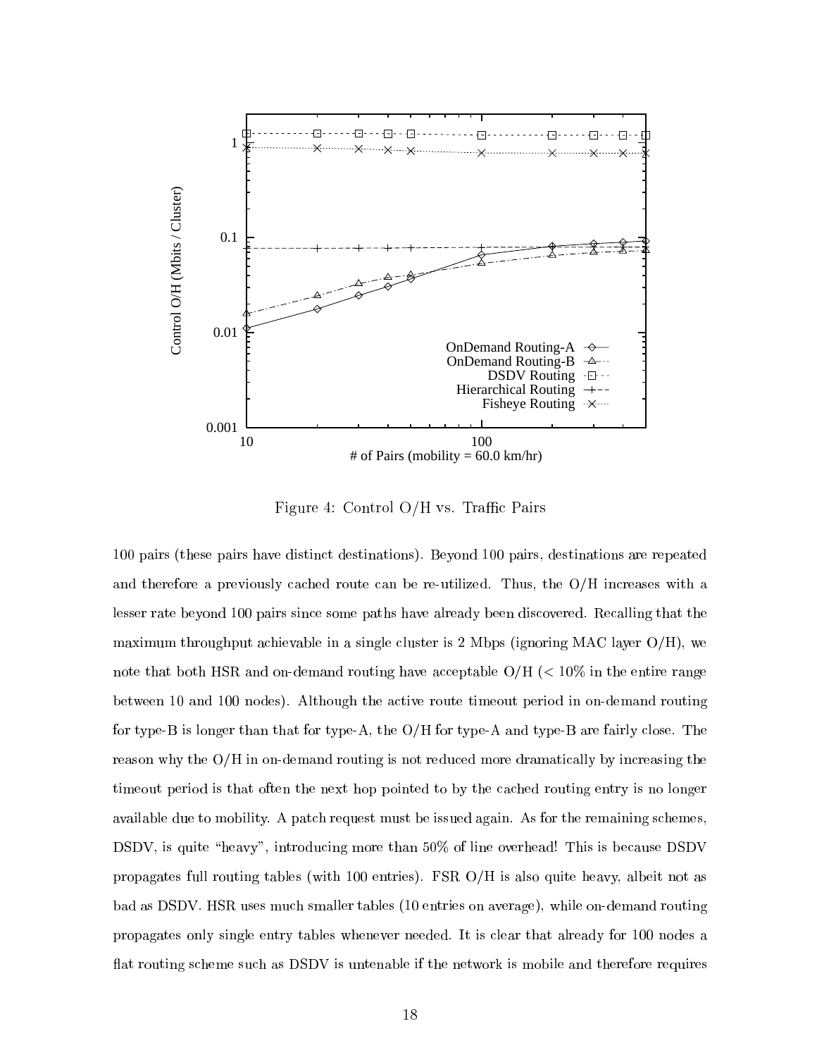Figure 4: Control O/H vs. Traffic Pairs

100 pairs (these pairs have distinct destinations). Beyond 100 pairs, destinations are repeated and therefore a previously cached route can be re-utilized. Thus, the O/H increases with a lesser rate beyond 100 pairs since some paths have already been discovered. Recalling that the maximum throughput achievable in a single cluster is 2 Mbps (ignoring MAC layer O/H), we note that both HSR and on-demand routing have acceptable O/H ($< 10\%$ in the entire range between 10 and 100 nodes). Although the active route timeout period in on-demand routing for type-B is longer than that for type-A, the O/H for type-A and type-B are fairly close. The reason why the O/H in on-demand routing is not reduced more dramatically by increasing the timeout period is that often the next hop pointed to by the cached routing entry is no longer available due to mobility. A patch request must be issued again. As for the remaining schemes, DSDV, is quite "heavy", introducing more than 50% of line overhead! This is because DSDV propagates full routing tables (with 100 entries). FSR O/H is also quite heavy, albeit not as bad as DSDV. HSR uses much smaller tables (10 entries on average), while on-demand routing propagates only single entry tables whenever needed. It is clear that already for 100 nodes a flat routing scheme such as DSDV is untenable if the network is mobile and therefore requires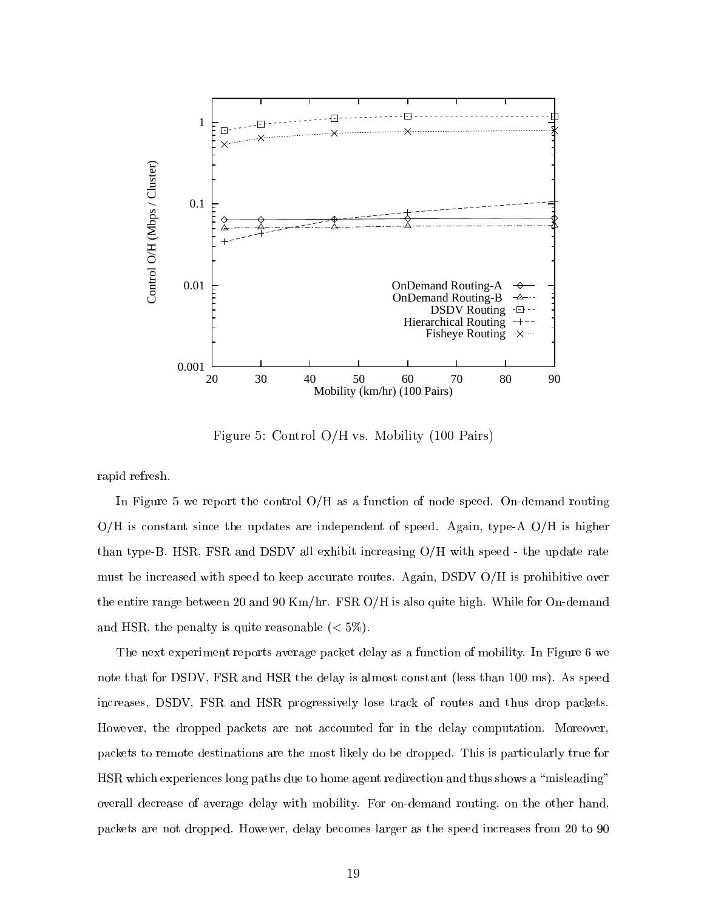Figure 5: Control O/H vs. Mobility (100 Pairs)

rapid refresh.

In Figure 5 we report the control O/H as a function of node speed. On-demand routing O/H is constant since the updates are independent of speed. Again, type-A O/H is higher than type-B. HSR, FSR and DSDV all exhibit increasing O/H with speed - the update rate must be increased with speed to keep accurate routes. Again, DSDV O/H is prohibitive over the entire range between 20 and 90 Km/hr. FSR O/H is also quite high. While for On-demand and HSR, the penalty is quite reasonable (< 5%).

The next experiment reports average packet delay as a function of mobility. In Figure 6 we note that for DSDV, FSR and HSR the delay is almost constant (less than 100 ms). As speed increases, DSDV, FSR and HSR progressively lose track of routes and thus drop packets. However, the dropped packets are not accounted for in the delay computation. Moreover, packets to remote destinations are the most likely do be dropped. This is particularly true for HSR which experiences long paths due to home agent redirection and thus shows a "misleading" overall decrease of average delay with mobility. For on-demand routing, on the other hand, packets are not dropped. However, delay becomes larger as the speed increases from 20 to 90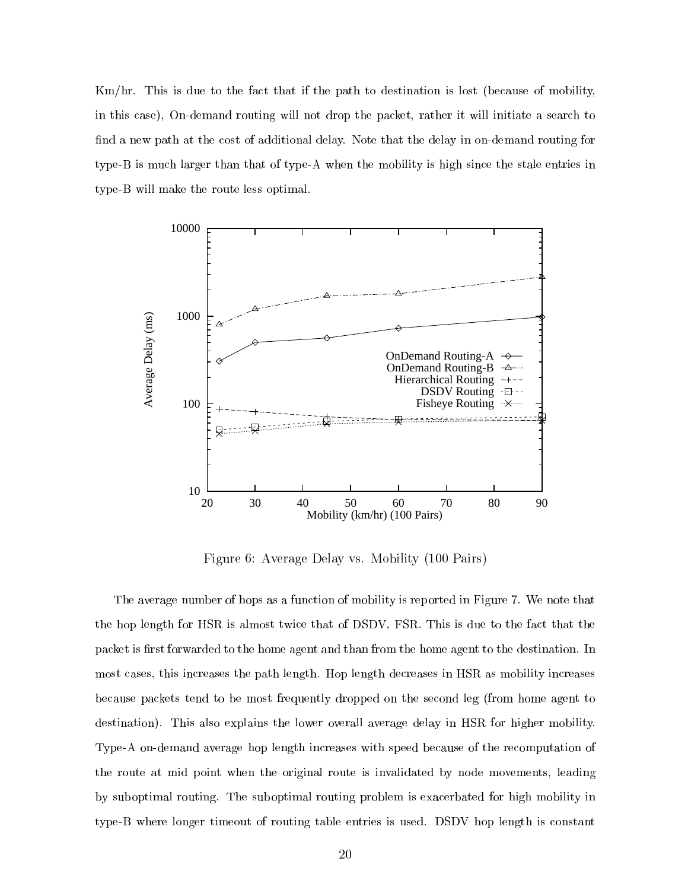Km/hr. This is due to the fact that if the path to destination is lost (because of mobility, in this case), On-demand routing will not drop the packet, rather it will initiate a search to find a new path at the cost of additional delay. Note that the delay in on-demand routing for type-B is much larger than that of type-A when the mobility is high since the stale entries in type-B will make the route less optimal.

Figure 6: Average Delay vs. Mobility (100 Pairs)

The average number of hops as a function of mobility is reported in Figure 7. We note that the hop length for HSR is almost twice that of DSDV, FSR. This is due to the fact that the packet is first forwarded to the home agent and than from the home agent to the destination. In most cases, this increases the path length. Hop length decreases in HSR as mobility increases because packets tend to be most frequently dropped on the second leg (from home agent to destination). This also explains the lower overall average delay in HSR for higher mobility. Type-A on-demand average hop length increases with speed because of the recomputation of the route at mid point when the original route is invalidated by node movements, leading by suboptimal routing. The suboptimal routing problem is exacerbated for high mobility in type-B where longer timeout of routing table entries is used. DSDV hop length is constant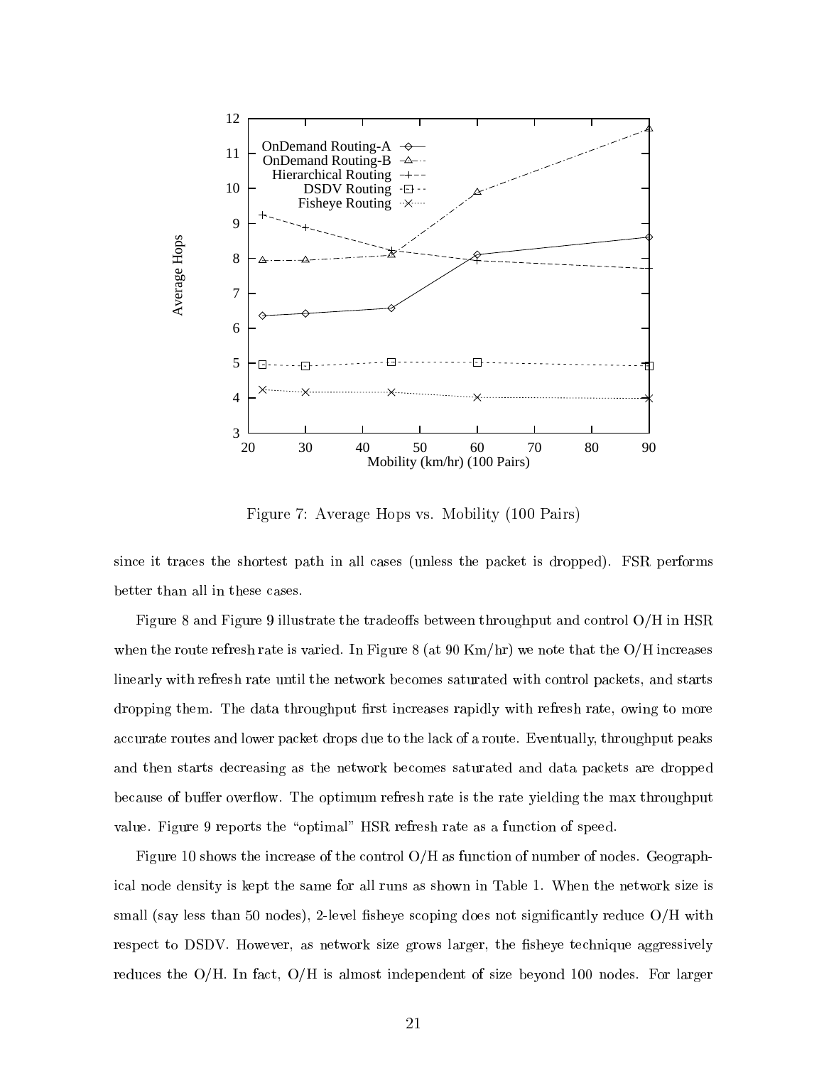Figure 7: Average Hops vs. Mobility (100 Pairs)

since it traces the shortest path in all cases (unless the packet is dropped). FSR performs better than all in these cases.

Figure 8 and Figure 9 illustrate the tradeoffs between throughput and control O/H in HSR when the route refresh rate is varied. In Figure 8 (at 90 Km/hr) we note that the O/H increases linearly with refresh rate until the network becomes saturated with control packets, and starts dropping them. The data throughput first increases rapidly with refresh rate, owing to more accurate routes and lower packet drops due to the lack of a route. Eventually, throughput peaks and then starts decreasing as the network becomes saturated and data packets are dropped because of buffer overflow. The optimum refresh rate is the rate yielding the max throughput value. Figure 9 reports the "optimal" HSR refresh rate as a function of speed.

Figure 10 shows the increase of the control O/H as function of number of nodes. Geographical node density is kept the same for all runs as shown in Table 1. When the network size is small (say less than 50 nodes), 2-level fisheye scoping does not significantly reduce O/H with respect to DSDV. However, as network size grows larger, the fisheye technique aggressively reduces the O/H. In fact, O/H is almost independent of size beyond 100 nodes. For larger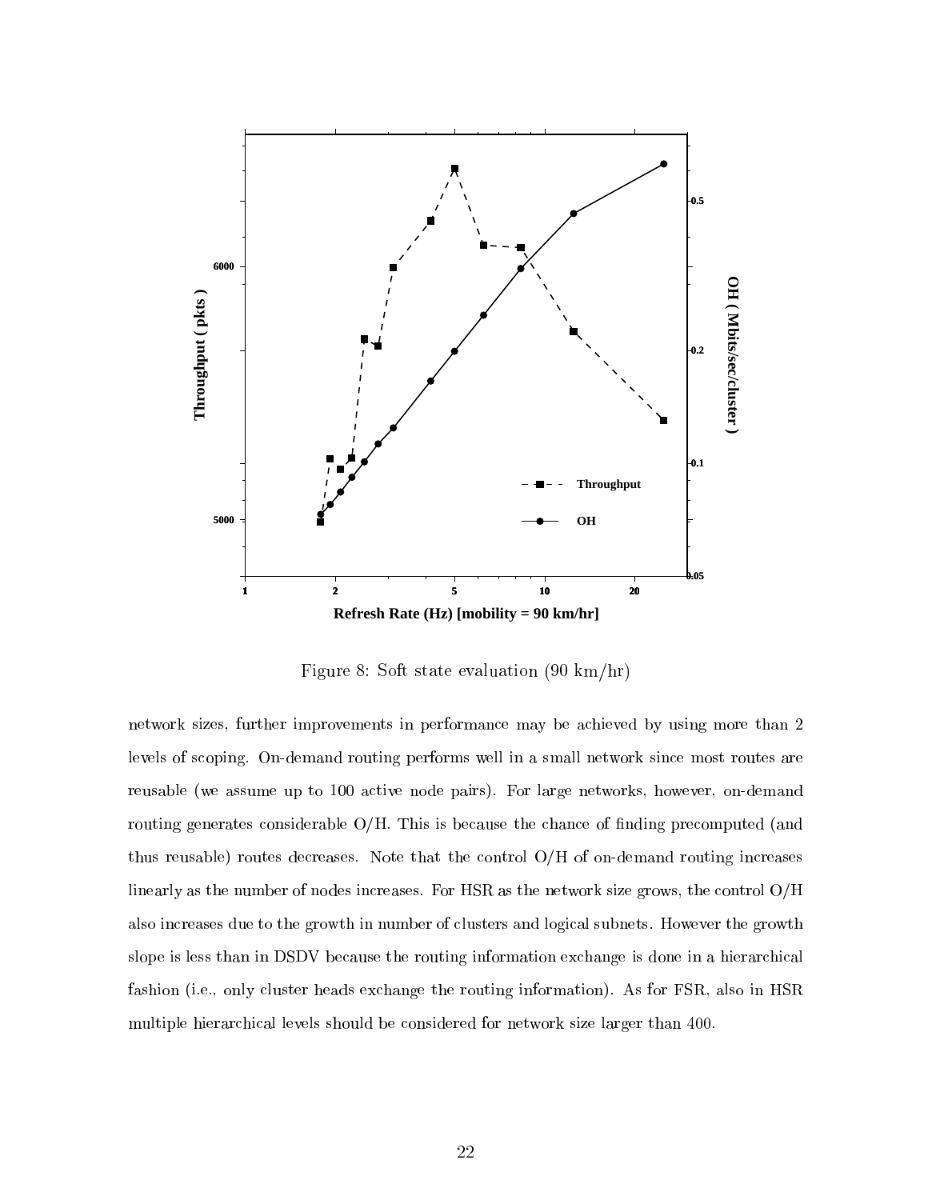Figure 8: Soft state evaluation (90 km/hr)

network sizes, further improvements in performance may be achieved by using more than 2 levels of scoping. On-demand routing performs well in a small network since most routes are reusable (we assume up to 100 active node pairs). For large networks, however, on-demand routing generates considerable O/H. This is because the chance of finding precomputed (and thus reusable) routes decreases. Note that the control O/H of on-demand routing increases linearly as the number of nodes increases. For HSR as the network size grows, the control O/H also increases due to the growth in number of clusters and logical subnets. However the growth slope is less than in DSDV because the routing information exchange is done in a hierarchical fashion (i.e., only cluster heads exchange the routing information). As for FSR, also in HSR multiple hierarchical levels should be considered for network size larger than 400.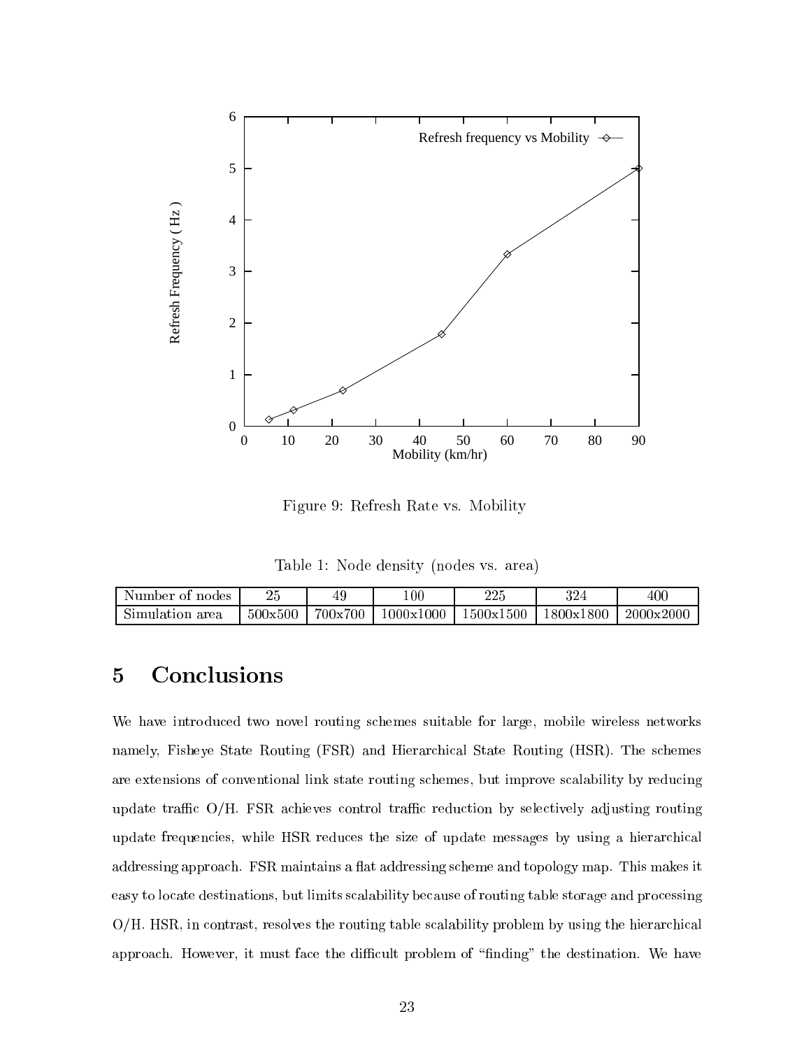Figure 9: Refresh Rate vs. Mobility

Table 1: Node density (nodes vs. area)

| Number of nodes | 25 | 49 | 100 | 225 | 324 | 400 |
|---|---|---|---|---|---|---|
| Simulation area | 500x500 | 700x700 | 1000x1000 | 1500x1500 | 1800x1800 | 2000x2000 |

# 5 Conclusions

We have introduced two novel routing schemes suitable for large, mobile wireless networks namely, Fisheye State Routing (FSR) and Hierarchical State Routing (HSR). The schemes are extensions of conventional link state routing schemes, but improve scalability by reducing update traffic O/H. FSR achieves control traffic reduction by selectively adjusting routing update frequencies, while HSR reduces the size of update messages by using a hierarchical addressing approach. FSR maintains a flat addressing scheme and topology map. This makes it easy to locate destinations, but limits scalability because of routing table storage and processing O/H. HSR, in contrast, resolves the routing table scalability problem by using the hierarchical approach. However, it must face the difficult problem of "finding" the destination. We have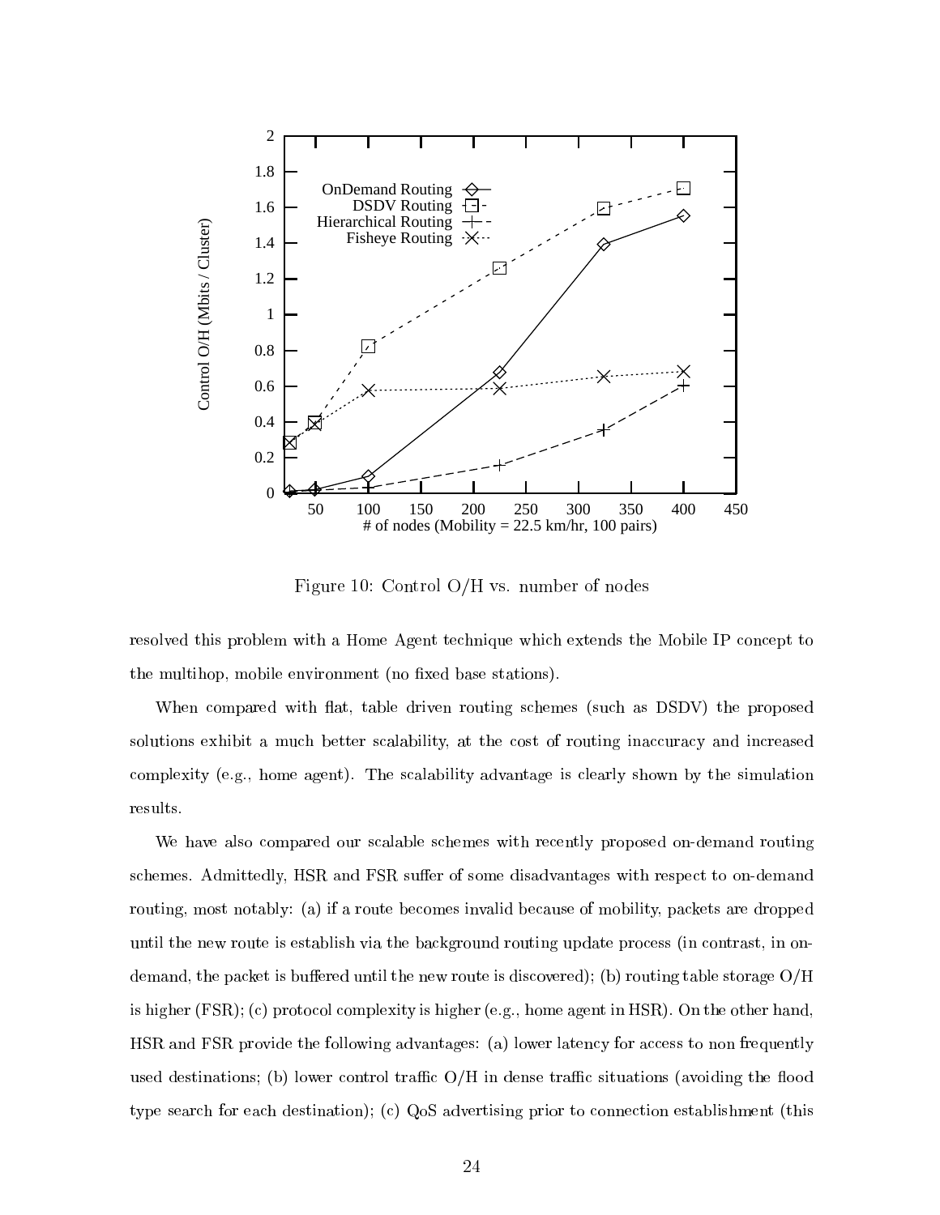Figure 10: Control O/H vs. number of nodes

resolved this problem with a Home Agent technique which extends the Mobile IP concept to the multihop, mobile environment (no fixed base stations).

When compared with flat, table driven routing schemes (such as DSDV) the proposed solutions exhibit a much better scalability, at the cost of routing inaccuracy and increased complexity (e.g., home agent). The scalability advantage is clearly shown by the simulation results.

We have also compared our scalable schemes with recently proposed on-demand routing schemes. Admittedly, HSR and FSR suffer of some disadvantages with respect to on-demand routing, most notably: (a) if a route becomes invalid because of mobility, packets are dropped until the new route is establish via the background routing update process (in contrast, in on-demand, the packet is buffered until the new route is discovered); (b) routing table storage O/H is higher (FSR); (c) protocol complexity is higher (e.g., home agent in HSR). On the other hand, HSR and FSR provide the following advantages: (a) lower latency for access to non frequently used destinations; (b) lower control traffic O/H in dense traffic situations (avoiding the flood type search for each destination); (c) QoS advertising prior to connection establishment (this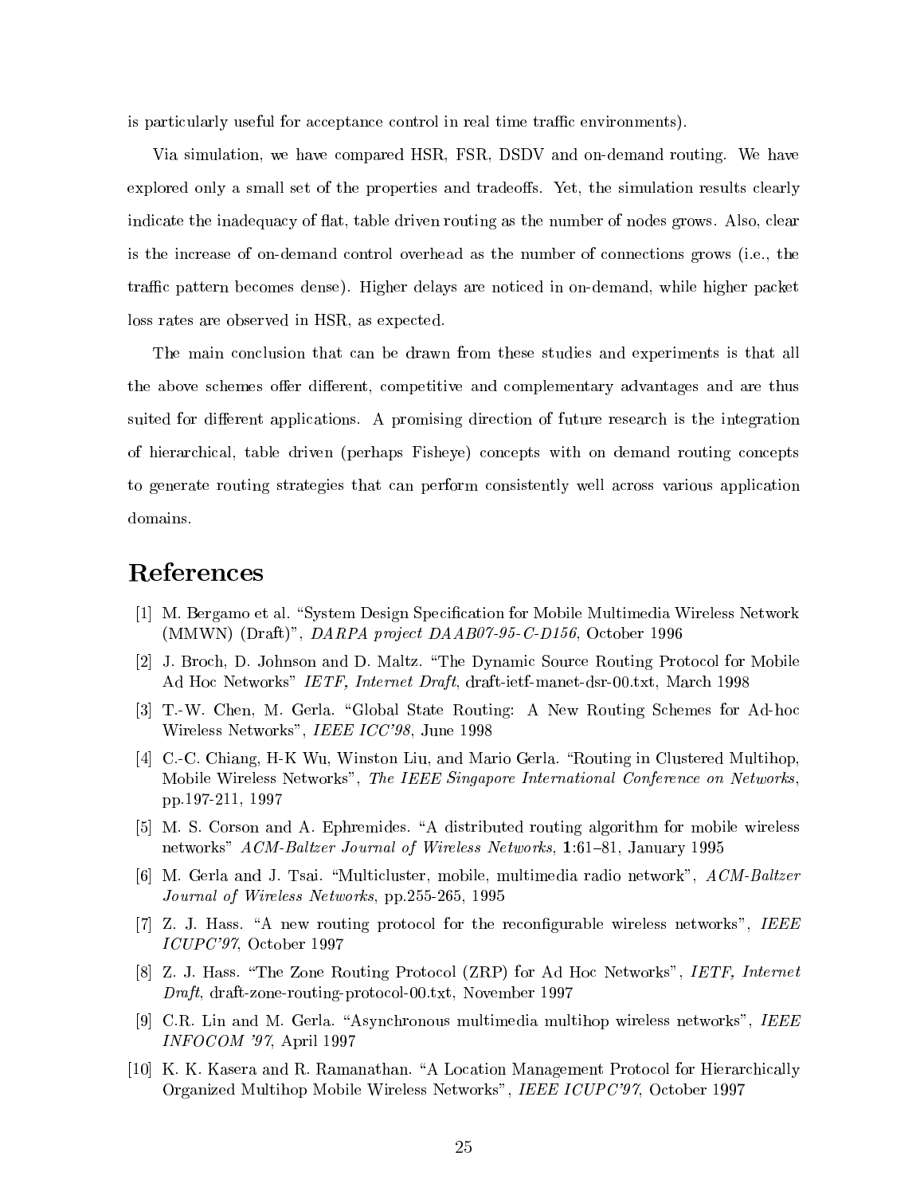is particularly useful for acceptance control in real time traffic environments).

Via simulation, we have compared HSR, FSR, DSDV and on-demand routing. We have explored only a small set of the properties and tradeoffs. Yet, the simulation results clearly indicate the inadequacy of flat, table driven routing as the number of nodes grows. Also, clear is the increase of on-demand control overhead as the number of connections grows (i.e., the traffic pattern becomes dense). Higher delays are noticed in on-demand, while higher packet loss rates are observed in HSR, as expected.

The main conclusion that can be drawn from these studies and experiments is that all the above schemes offer different, competitive and complementary advantages and are thus suited for different applications. A promising direction of future research is the integration of hierarchical, table driven (perhaps Fisheye) concepts with on demand routing concepts to generate routing strategies that can perform consistently well across various application domains.

# References

[1] M. Bergamo et al. "System Design Specification for Mobile Multimedia Wireless Network (MMWN) (Draft)", *DARPA project DAAB07-95-C-D156*, October 1996

[2] J. Broch, D. Johnson and D. Maltz. "The Dynamic Source Routing Protocol for Mobile Ad Hoc Networks" *IETF, Internet Draft*, draft-ietf-manet-dsr-00.txt, March 1998

[3] T.-W. Chen, M. Gerla. "Global State Routing: A New Routing Schemes for Ad-hoc Wireless Networks", *IEEE ICC'98*, June 1998

[4] C.-C. Chiang, H-K Wu, Winston Liu, and Mario Gerla. "Routing in Clustered Multihop, Mobile Wireless Networks", *The IEEE Singapore International Conference on Networks*, pp.197-211, 1997

[5] M. S. Corson and A. Ephremides. "A distributed routing algorithm for mobile wireless networks" *ACM-Baltzer Journal of Wireless Networks*, **1**:61–81, January 1995

[6] M. Gerla and J. Tsai. "Multicluster, mobile, multimedia radio network", *ACM-Baltzer Journal of Wireless Networks*, pp.255-265, 1995

[7] Z. J. Hass. "A new routing protocol for the reconfigurable wireless networks", *IEEE ICUPC'97*, October 1997

[8] Z. J. Hass. "The Zone Routing Protocol (ZRP) for Ad Hoc Networks", *IETF, Internet Draft*, draft-zone-routing-protocol-00.txt, November 1997

[9] C.R. Lin and M. Gerla. "Asynchronous multimedia multihop wireless networks", *IEEE INFOCOM '97*, April 1997

[10] K. K. Kasera and R. Ramanathan. "A Location Management Protocol for Hierarchically Organized Multihop Mobile Wireless Networks", *IEEE ICUPC'97*, October 1997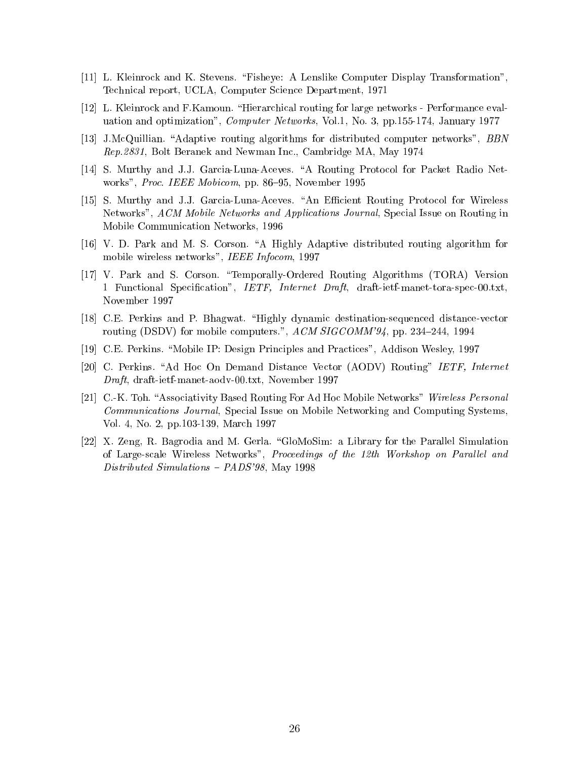[11] L. Kleinrock and K. Stevens. "Fisheye: A Lenslike Computer Display Transformation", Technical report, UCLA, Computer Science Department, 1971

[12] L. Kleinrock and F.Kamoun. "Hierarchical routing for large networks - Performance evaluation and optimization", *Computer Networks*, Vol.1, No. 3, pp.155-174, January 1977

[13] J.McQuillian. "Adaptive routing algorithms for distributed computer networks", *BBN Rep.2831*, Bolt Beranek and Newman Inc., Cambridge MA, May 1974

[14] S. Murthy and J.J. Garcia-Luna-Aceves. "A Routing Protocol for Packet Radio Networks", *Proc. IEEE Mobicom*, pp. 86–95, November 1995

[15] S. Murthy and J.J. Garcia-Luna-Aceves. "An Efficient Routing Protocol for Wireless Networks", *ACM Mobile Networks and Applications Journal*, Special Issue on Routing in Mobile Communication Networks, 1996

[16] V. D. Park and M. S. Corson. "A Highly Adaptive distributed routing algorithm for mobile wireless networks", *IEEE Infocom*, 1997

[17] V. Park and S. Corson. "Temporally-Ordered Routing Algorithms (TORA) Version 1 Functional Specification", *IETF, Internet Draft*, draft-ietf-manet-tora-spec-00.txt, November 1997

[18] C.E. Perkins and P. Bhagwat. "Highly dynamic destination-sequenced distance-vector routing (DSDV) for mobile computers.", *ACM SIGCOMM'94*, pp. 234–244, 1994

[19] C.E. Perkins. "Mobile IP: Design Principles and Practices", Addison Wesley, 1997

[20] C. Perkins. "Ad Hoc On Demand Distance Vector (AODV) Routing" *IETF, Internet Draft*, draft-ietf-manet-aodv-00.txt, November 1997

[21] C.-K. Toh. "Associativity Based Routing For Ad Hoc Mobile Networks" *Wireless Personal Communications Journal*, Special Issue on Mobile Networking and Computing Systems, Vol. 4, No. 2, pp.103-139, March 1997

[22] X. Zeng, R. Bagrodia and M. Gerla. "GloMoSim: a Library for the Parallel Simulation of Large-scale Wireless Networks", *Proceedings of the 12th Workshop on Parallel and Distributed Simulations – PADS'98*, May 1998